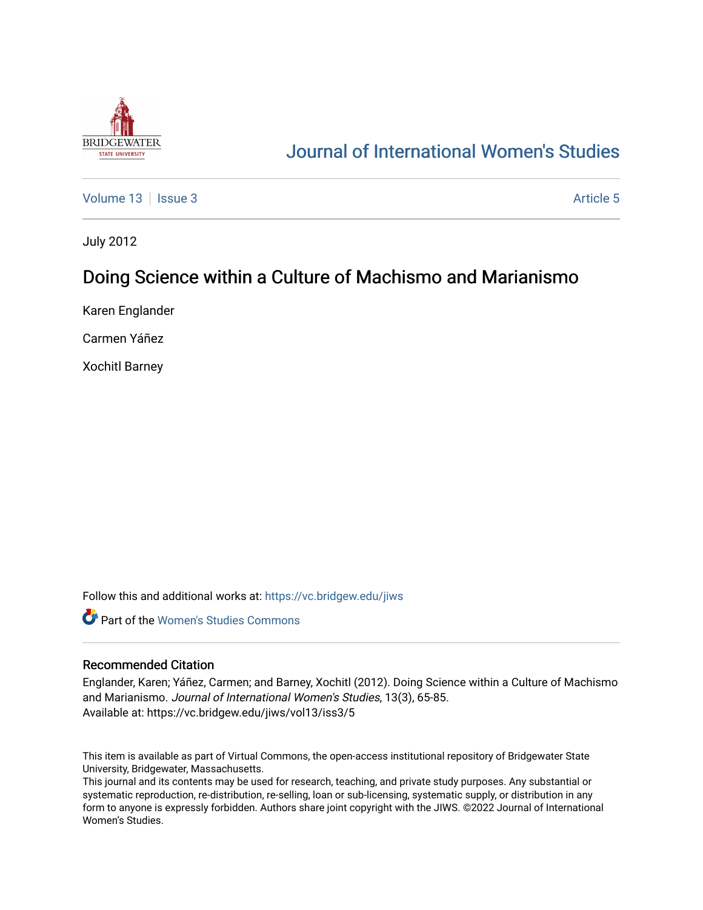# Journal of International Women's Studies

Volume 13 | Issue 3 — Article 5

July 2012

## Doing Science within a Culture of Machismo and Marianismo

Karen Englander

Carmen Yáñez

Xochitl Barney

Follow this and additional works at: https://vc.bridgew.edu/jiws

Part of the Women's Studies Commons

### Recommended Citation

Englander, Karen; Yáñez, Carmen; and Barney, Xochitl (2012). Doing Science within a Culture of Machismo and Marianismo. *Journal of International Women's Studies*, 13(3), 65-85.
Available at: https://vc.bridgew.edu/jiws/vol13/iss3/5

This item is available as part of Virtual Commons, the open-access institutional repository of Bridgewater State University, Bridgewater, Massachusetts.
This journal and its contents may be used for research, teaching, and private study purposes. Any substantial or systematic reproduction, re-distribution, re-selling, loan or sub-licensing, systematic supply, or distribution in any form to anyone is expressly forbidden. Authors share joint copyright with the JIWS. ©2022 Journal of International Women's Studies.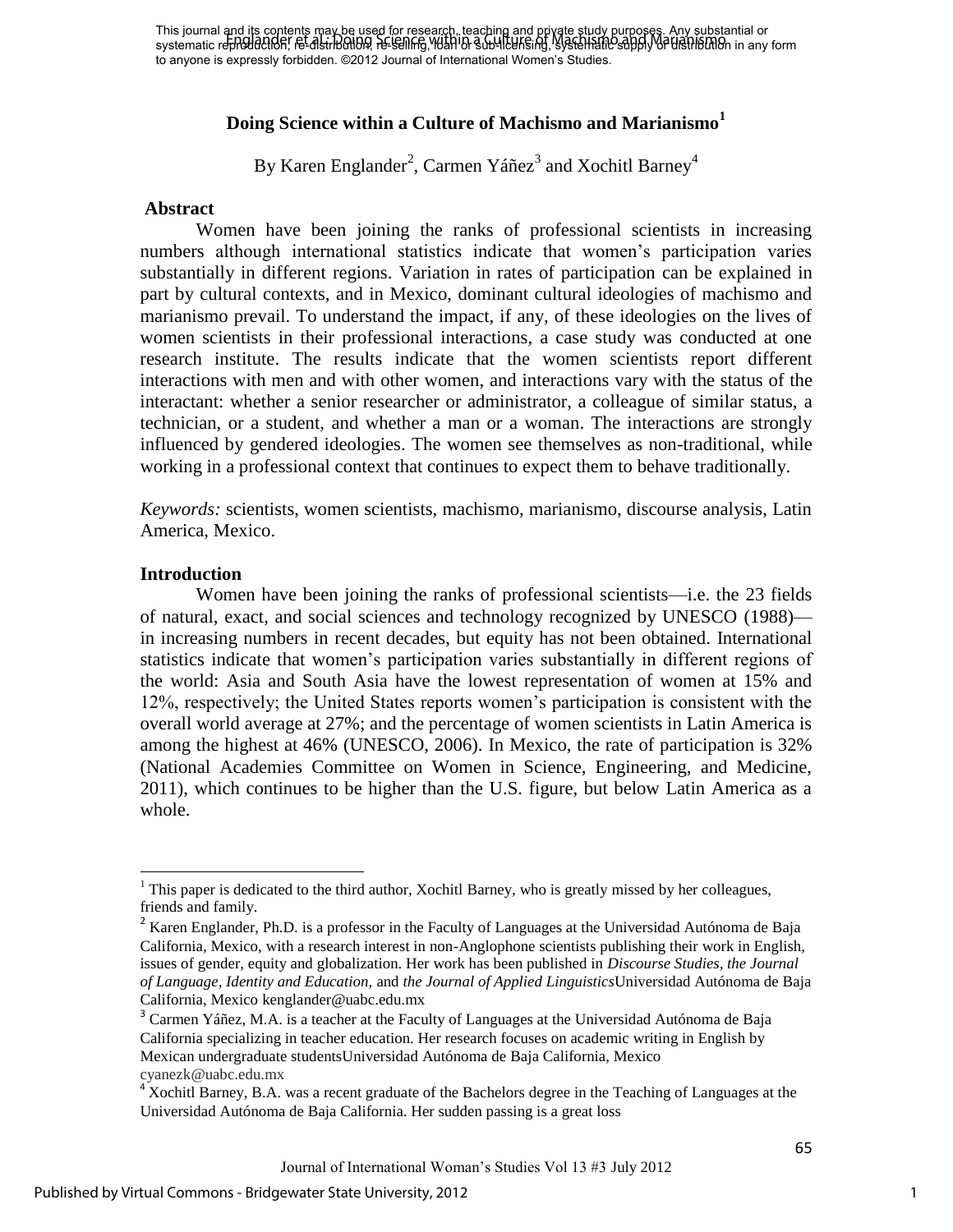This journal and its contents may be used for research, teaching and private study purposes. Any substantial or systematic reproduction, re-distribution, re-selling, loan or sub-licensing, systematic supply or distribution in any form to anyone is expressly forbidden. ©2012 Journal of International Women's Studies.

# Doing Science within a Culture of Machismo and Marianismo[1]

By Karen Englander[2], Carmen Yáñez[3] and Xochitl Barney[4]

## Abstract

Women have been joining the ranks of professional scientists in increasing numbers although international statistics indicate that women's participation varies substantially in different regions. Variation in rates of participation can be explained in part by cultural contexts, and in Mexico, dominant cultural ideologies of machismo and marianismo prevail. To understand the impact, if any, of these ideologies on the lives of women scientists in their professional interactions, a case study was conducted at one research institute. The results indicate that the women scientists report different interactions with men and with other women, and interactions vary with the status of the interactant: whether a senior researcher or administrator, a colleague of similar status, a technician, or a student, and whether a man or a woman. The interactions are strongly influenced by gendered ideologies. The women see themselves as non-traditional, while working in a professional context that continues to expect them to behave traditionally.

*Keywords:* scientists, women scientists, machismo, marianismo, discourse analysis, Latin America, Mexico.

## Introduction

Women have been joining the ranks of professional scientists—i.e. the 23 fields of natural, exact, and social sciences and technology recognized by UNESCO (1988)—in increasing numbers in recent decades, but equity has not been obtained. International statistics indicate that women's participation varies substantially in different regions of the world: Asia and South Asia have the lowest representation of women at 15% and 12%, respectively; the United States reports women's participation is consistent with the overall world average at 27%; and the percentage of women scientists in Latin America is among the highest at 46% (UNESCO, 2006). In Mexico, the rate of participation is 32% (National Academies Committee on Women in Science, Engineering, and Medicine, 2011), which continues to be higher than the U.S. figure, but below Latin America as a whole.

---

[1] This paper is dedicated to the third author, Xochitl Barney, who is greatly missed by her colleagues, friends and family.

[2] Karen Englander, Ph.D. is a professor in the Faculty of Languages at the Universidad Autónoma de Baja California, Mexico, with a research interest in non-Anglophone scientists publishing their work in English, issues of gender, equity and globalization. Her work has been published in *Discourse Studies, the Journal of Language, Identity and Education,* and *the Journal of Applied Linguistics*Universidad Autónoma de Baja California, Mexico kenglander@uabc.edu.mx

[3] Carmen Yáñez, M.A. is a teacher at the Faculty of Languages at the Universidad Autónoma de Baja California specializing in teacher education. Her research focuses on academic writing in English by Mexican undergraduate studentsUniversidad Autónoma de Baja California, Mexico cyanezk@uabc.edu.mx

[4] Xochitl Barney, B.A. was a recent graduate of the Bachelors degree in the Teaching of Languages at the Universidad Autónoma de Baja California. Her sudden passing is a great loss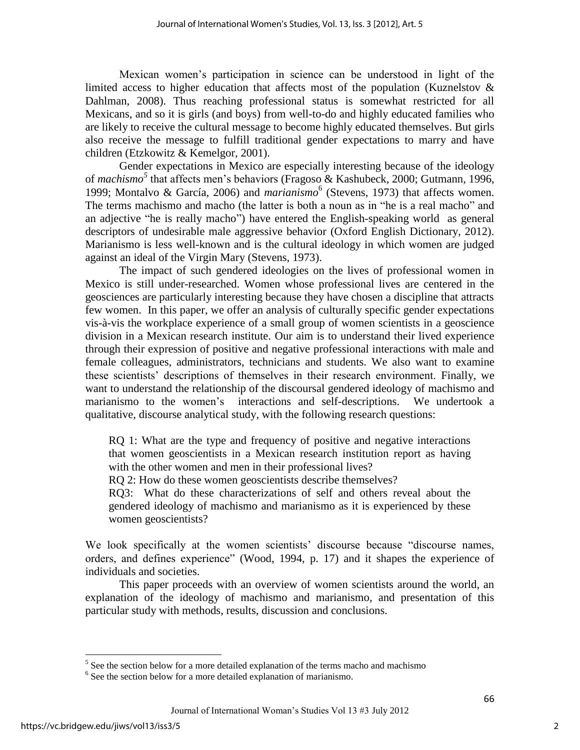Mexican women's participation in science can be understood in light of the limited access to higher education that affects most of the population (Kuznelstov & Dahlman, 2008). Thus reaching professional status is somewhat restricted for all Mexicans, and so it is girls (and boys) from well-to-do and highly educated families who are likely to receive the cultural message to become highly educated themselves. But girls also receive the message to fulfill traditional gender expectations to marry and have children (Etzkowitz & Kemelgor, 2001).

Gender expectations in Mexico are especially interesting because of the ideology of *machismo*[5] that affects men's behaviors (Fragoso & Kashubeck, 2000; Gutmann, 1996, 1999; Montalvo & García, 2006) and *marianismo*[6] (Stevens, 1973) that affects women. The terms machismo and macho (the latter is both a noun as in "he is a real macho" and an adjective "he is really macho") have entered the English-speaking world as general descriptors of undesirable male aggressive behavior (Oxford English Dictionary, 2012). Marianismo is less well-known and is the cultural ideology in which women are judged against an ideal of the Virgin Mary (Stevens, 1973).

The impact of such gendered ideologies on the lives of professional women in Mexico is still under-researched. Women whose professional lives are centered in the geosciences are particularly interesting because they have chosen a discipline that attracts few women. In this paper, we offer an analysis of culturally specific gender expectations vis-à-vis the workplace experience of a small group of women scientists in a geoscience division in a Mexican research institute. Our aim is to understand their lived experience through their expression of positive and negative professional interactions with male and female colleagues, administrators, technicians and students. We also want to examine these scientists' descriptions of themselves in their research environment. Finally, we want to understand the relationship of the discoursal gendered ideology of machismo and marianismo to the women's interactions and self-descriptions. We undertook a qualitative, discourse analytical study, with the following research questions:

> RQ 1: What are the type and frequency of positive and negative interactions that women geoscientists in a Mexican research institution report as having with the other women and men in their professional lives?
> RQ 2: How do these women geoscientists describe themselves?
> RQ3: What do these characterizations of self and others reveal about the gendered ideology of machismo and marianismo as it is experienced by these women geoscientists?

We look specifically at the women scientists' discourse because "discourse names, orders, and defines experience" (Wood, 1994, p. 17) and it shapes the experience of individuals and societies.

This paper proceeds with an overview of women scientists around the world, an explanation of the ideology of machismo and marianismo, and presentation of this particular study with methods, results, discussion and conclusions.

---

[5] See the section below for a more detailed explanation of the terms macho and machismo

[6] See the section below for a more detailed explanation of marianismo.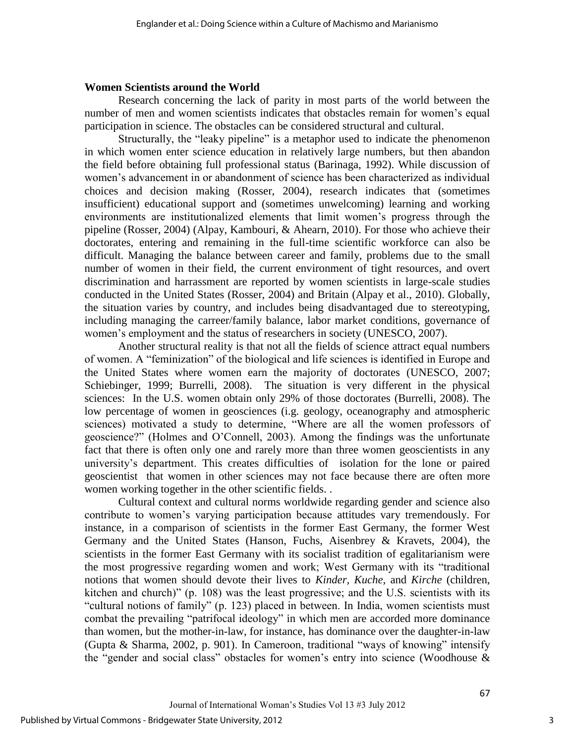**Women Scientists around the World**

Research concerning the lack of parity in most parts of the world between the number of men and women scientists indicates that obstacles remain for women's equal participation in science. The obstacles can be considered structural and cultural.

Structurally, the "leaky pipeline" is a metaphor used to indicate the phenomenon in which women enter science education in relatively large numbers, but then abandon the field before obtaining full professional status (Barinaga, 1992). While discussion of women's advancement in or abandonment of science has been characterized as individual choices and decision making (Rosser, 2004), research indicates that (sometimes insufficient) educational support and (sometimes unwelcoming) learning and working environments are institutionalized elements that limit women's progress through the pipeline (Rosser, 2004) (Alpay, Kambouri, & Ahearn, 2010). For those who achieve their doctorates, entering and remaining in the full-time scientific workforce can also be difficult. Managing the balance between career and family, problems due to the small number of women in their field, the current environment of tight resources, and overt discrimination and harrassment are reported by women scientists in large-scale studies conducted in the United States (Rosser, 2004) and Britain (Alpay et al., 2010). Globally, the situation varies by country, and includes being disadvantaged due to stereotyping, including managing the carreer/family balance, labor market conditions, governance of women's employment and the status of researchers in society (UNESCO, 2007).

Another structural reality is that not all the fields of science attract equal numbers of women. A "feminization" of the biological and life sciences is identified in Europe and the United States where women earn the majority of doctorates (UNESCO, 2007; Schiebinger, 1999; Burrelli, 2008). The situation is very different in the physical sciences: In the U.S. women obtain only 29% of those doctorates (Burrelli, 2008). The low percentage of women in geosciences (i.g. geology, oceanography and atmospheric sciences) motivated a study to determine, "Where are all the women professors of geoscience?" (Holmes and O'Connell, 2003). Among the findings was the unfortunate fact that there is often only one and rarely more than three women geoscientists in any university's department. This creates difficulties of isolation for the lone or paired geoscientist that women in other sciences may not face because there are often more women working together in the other scientific fields. .

Cultural context and cultural norms worldwide regarding gender and science also contribute to women's varying participation because attitudes vary tremendously. For instance, in a comparison of scientists in the former East Germany, the former West Germany and the United States (Hanson, Fuchs, Aisenbrey & Kravets, 2004), the scientists in the former East Germany with its socialist tradition of egalitarianism were the most progressive regarding women and work; West Germany with its "traditional notions that women should devote their lives to *Kinder*, *Kuche*, and *Kirche* (children, kitchen and church)" (p. 108) was the least progressive; and the U.S. scientists with its "cultural notions of family" (p. 123) placed in between. In India, women scientists must combat the prevailing "patrifocal ideology" in which men are accorded more dominance than women, but the mother-in-law, for instance, has dominance over the daughter-in-law (Gupta & Sharma, 2002, p. 901). In Cameroon, traditional "ways of knowing" intensify the "gender and social class" obstacles for women's entry into science (Woodhouse &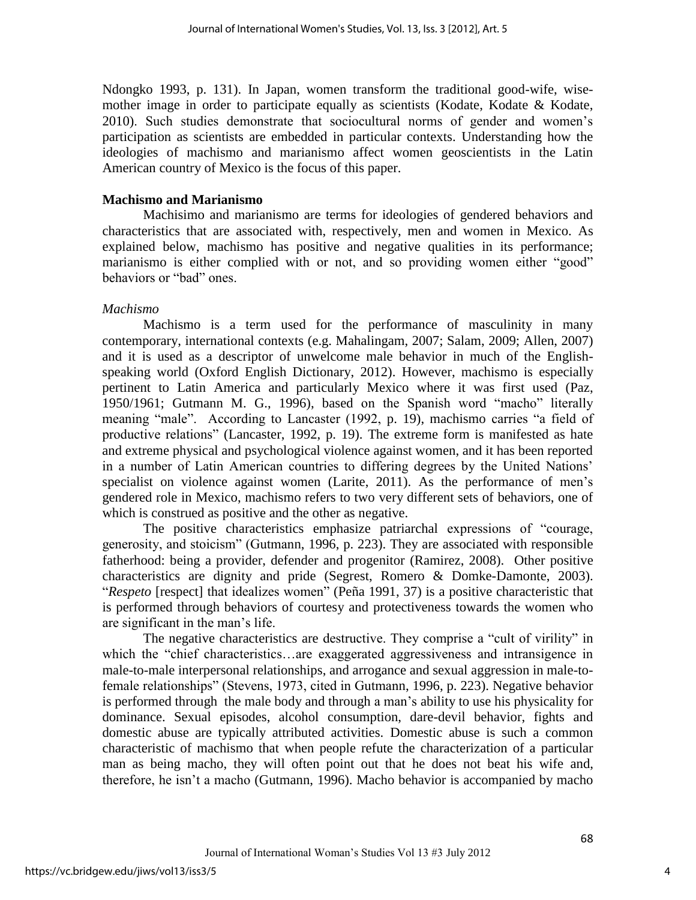Ndongko 1993, p. 131). In Japan, women transform the traditional good-wife, wise-mother image in order to participate equally as scientists (Kodate, Kodate & Kodate, 2010). Such studies demonstrate that sociocultural norms of gender and women's participation as scientists are embedded in particular contexts. Understanding how the ideologies of machismo and marianismo affect women geoscientists in the Latin American country of Mexico is the focus of this paper.

**Machismo and Marianismo**

Machisimo and marianismo are terms for ideologies of gendered behaviors and characteristics that are associated with, respectively, men and women in Mexico. As explained below, machismo has positive and negative qualities in its performance; marianismo is either complied with or not, and so providing women either "good" behaviors or "bad" ones.

*Machismo*

Machismo is a term used for the performance of masculinity in many contemporary, international contexts (e.g. Mahalingam, 2007; Salam, 2009; Allen, 2007) and it is used as a descriptor of unwelcome male behavior in much of the English-speaking world (Oxford English Dictionary, 2012). However, machismo is especially pertinent to Latin America and particularly Mexico where it was first used (Paz, 1950/1961; Gutmann M. G., 1996), based on the Spanish word "macho" literally meaning "male". According to Lancaster (1992, p. 19), machismo carries "a field of productive relations" (Lancaster, 1992, p. 19). The extreme form is manifested as hate and extreme physical and psychological violence against women, and it has been reported in a number of Latin American countries to differing degrees by the United Nations' specialist on violence against women (Larite, 2011). As the performance of men's gendered role in Mexico, machismo refers to two very different sets of behaviors, one of which is construed as positive and the other as negative.

The positive characteristics emphasize patriarchal expressions of "courage, generosity, and stoicism" (Gutmann, 1996, p. 223). They are associated with responsible fatherhood: being a provider, defender and progenitor (Ramirez, 2008). Other positive characteristics are dignity and pride (Segrest, Romero & Domke-Damonte, 2003). "*Respeto* [respect] that idealizes women" (Peña 1991, 37) is a positive characteristic that is performed through behaviors of courtesy and protectiveness towards the women who are significant in the man's life.

The negative characteristics are destructive. They comprise a "cult of virility" in which the "chief characteristics…are exaggerated aggressiveness and intransigence in male-to-male interpersonal relationships, and arrogance and sexual aggression in male-to-female relationships" (Stevens, 1973, cited in Gutmann, 1996, p. 223). Negative behavior is performed through the male body and through a man's ability to use his physicality for dominance. Sexual episodes, alcohol consumption, dare-devil behavior, fights and domestic abuse are typically attributed activities. Domestic abuse is such a common characteristic of machismo that when people refute the characterization of a particular man as being macho, they will often point out that he does not beat his wife and, therefore, he isn't a macho (Gutmann, 1996). Macho behavior is accompanied by macho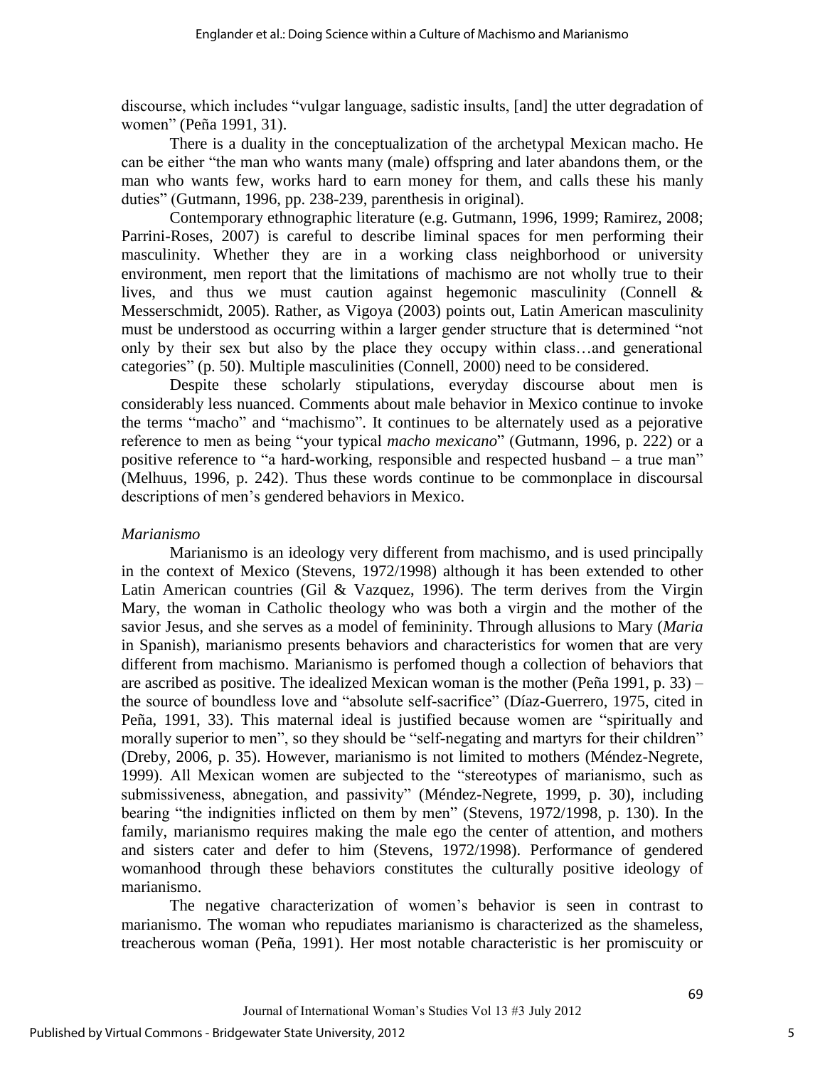discourse, which includes "vulgar language, sadistic insults, [and] the utter degradation of women" (Peña 1991, 31).

There is a duality in the conceptualization of the archetypal Mexican macho. He can be either "the man who wants many (male) offspring and later abandons them, or the man who wants few, works hard to earn money for them, and calls these his manly duties" (Gutmann, 1996, pp. 238-239, parenthesis in original).

Contemporary ethnographic literature (e.g. Gutmann, 1996, 1999; Ramirez, 2008; Parrini-Roses, 2007) is careful to describe liminal spaces for men performing their masculinity. Whether they are in a working class neighborhood or university environment, men report that the limitations of machismo are not wholly true to their lives, and thus we must caution against hegemonic masculinity (Connell & Messerschmidt, 2005). Rather, as Vigoya (2003) points out, Latin American masculinity must be understood as occurring within a larger gender structure that is determined "not only by their sex but also by the place they occupy within class…and generational categories" (p. 50). Multiple masculinities (Connell, 2000) need to be considered.

Despite these scholarly stipulations, everyday discourse about men is considerably less nuanced. Comments about male behavior in Mexico continue to invoke the terms "macho" and "machismo". It continues to be alternately used as a pejorative reference to men as being "your typical *macho mexicano*" (Gutmann, 1996, p. 222) or a positive reference to "a hard-working, responsible and respected husband – a true man" (Melhuus, 1996, p. 242). Thus these words continue to be commonplace in discoursal descriptions of men's gendered behaviors in Mexico.

*Marianismo*

Marianismo is an ideology very different from machismo, and is used principally in the context of Mexico (Stevens, 1972/1998) although it has been extended to other Latin American countries (Gil & Vazquez, 1996). The term derives from the Virgin Mary, the woman in Catholic theology who was both a virgin and the mother of the savior Jesus, and she serves as a model of femininity. Through allusions to Mary (*Maria* in Spanish), marianismo presents behaviors and characteristics for women that are very different from machismo. Marianismo is perfomed though a collection of behaviors that are ascribed as positive. The idealized Mexican woman is the mother (Peña 1991, p. 33) – the source of boundless love and "absolute self-sacrifice" (Díaz-Guerrero, 1975, cited in Peña, 1991, 33). This maternal ideal is justified because women are "spiritually and morally superior to men", so they should be "self-negating and martyrs for their children" (Dreby, 2006, p. 35). However, marianismo is not limited to mothers (Méndez-Negrete, 1999). All Mexican women are subjected to the "stereotypes of marianismo, such as submissiveness, abnegation, and passivity" (Méndez-Negrete, 1999, p. 30), including bearing "the indignities inflicted on them by men" (Stevens, 1972/1998, p. 130). In the family, marianismo requires making the male ego the center of attention, and mothers and sisters cater and defer to him (Stevens, 1972/1998). Performance of gendered womanhood through these behaviors constitutes the culturally positive ideology of marianismo.

The negative characterization of women's behavior is seen in contrast to marianismo. The woman who repudiates marianismo is characterized as the shameless, treacherous woman (Peña, 1991). Her most notable characteristic is her promiscuity or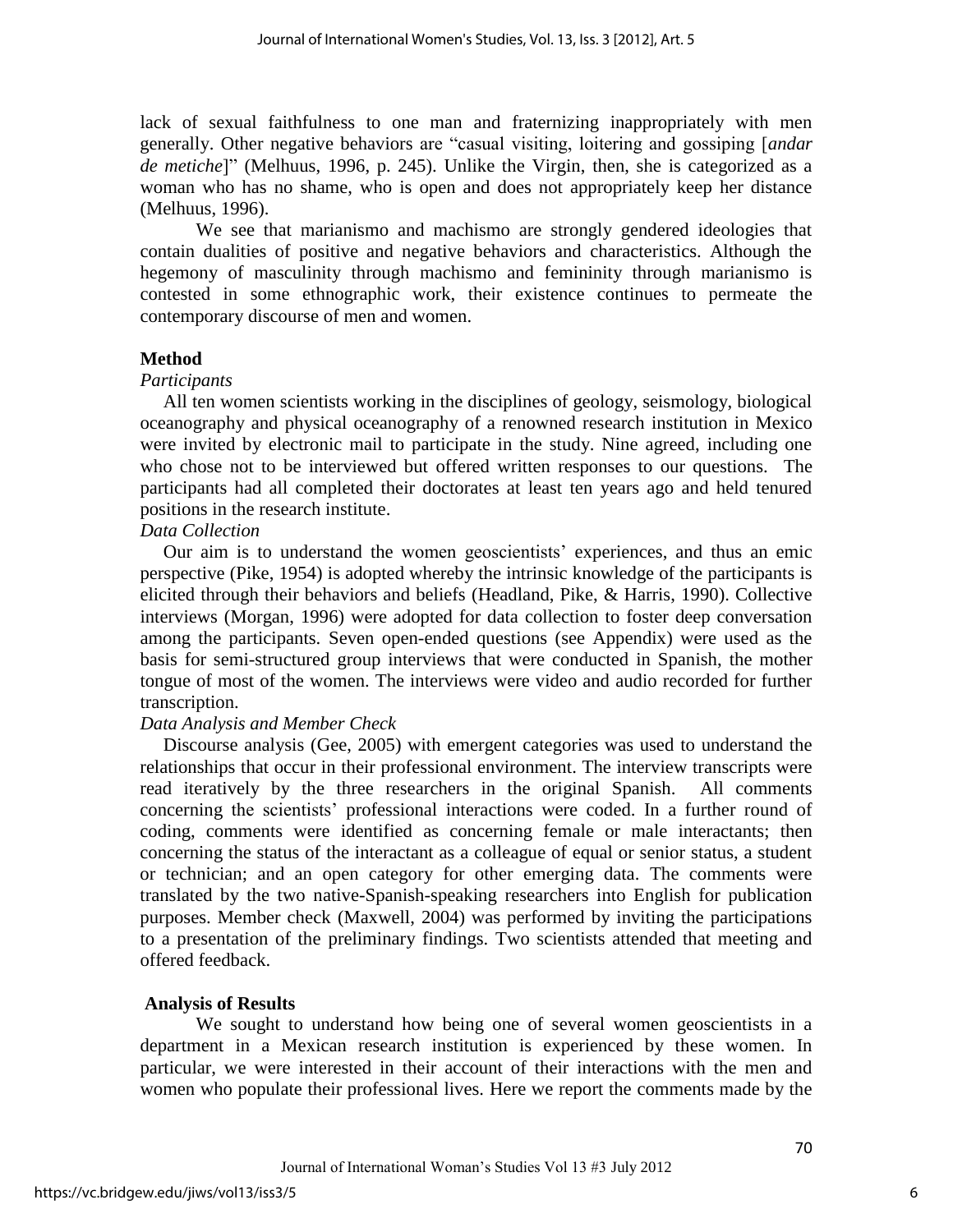lack of sexual faithfulness to one man and fraternizing inappropriately with men generally. Other negative behaviors are "casual visiting, loitering and gossiping [*andar de metiche*]" (Melhuus, 1996, p. 245). Unlike the Virgin, then, she is categorized as a woman who has no shame, who is open and does not appropriately keep her distance (Melhuus, 1996).

We see that marianismo and machismo are strongly gendered ideologies that contain dualities of positive and negative behaviors and characteristics. Although the hegemony of masculinity through machismo and femininity through marianismo is contested in some ethnographic work, their existence continues to permeate the contemporary discourse of men and women.

## Method

### *Participants*

All ten women scientists working in the disciplines of geology, seismology, biological oceanography and physical oceanography of a renowned research institution in Mexico were invited by electronic mail to participate in the study. Nine agreed, including one who chose not to be interviewed but offered written responses to our questions. The participants had all completed their doctorates at least ten years ago and held tenured positions in the research institute.

### *Data Collection*

Our aim is to understand the women geoscientists' experiences, and thus an emic perspective (Pike, 1954) is adopted whereby the intrinsic knowledge of the participants is elicited through their behaviors and beliefs (Headland, Pike, & Harris, 1990). Collective interviews (Morgan, 1996) were adopted for data collection to foster deep conversation among the participants. Seven open-ended questions (see Appendix) were used as the basis for semi-structured group interviews that were conducted in Spanish, the mother tongue of most of the women. The interviews were video and audio recorded for further transcription.

### *Data Analysis and Member Check*

Discourse analysis (Gee, 2005) with emergent categories was used to understand the relationships that occur in their professional environment. The interview transcripts were read iteratively by the three researchers in the original Spanish. All comments concerning the scientists' professional interactions were coded. In a further round of coding, comments were identified as concerning female or male interactants; then concerning the status of the interactant as a colleague of equal or senior status, a student or technician; and an open category for other emerging data. The comments were translated by the two native-Spanish-speaking researchers into English for publication purposes. Member check (Maxwell, 2004) was performed by inviting the participations to a presentation of the preliminary findings. Two scientists attended that meeting and offered feedback.

## Analysis of Results

We sought to understand how being one of several women geoscientists in a department in a Mexican research institution is experienced by these women. In particular, we were interested in their account of their interactions with the men and women who populate their professional lives. Here we report the comments made by the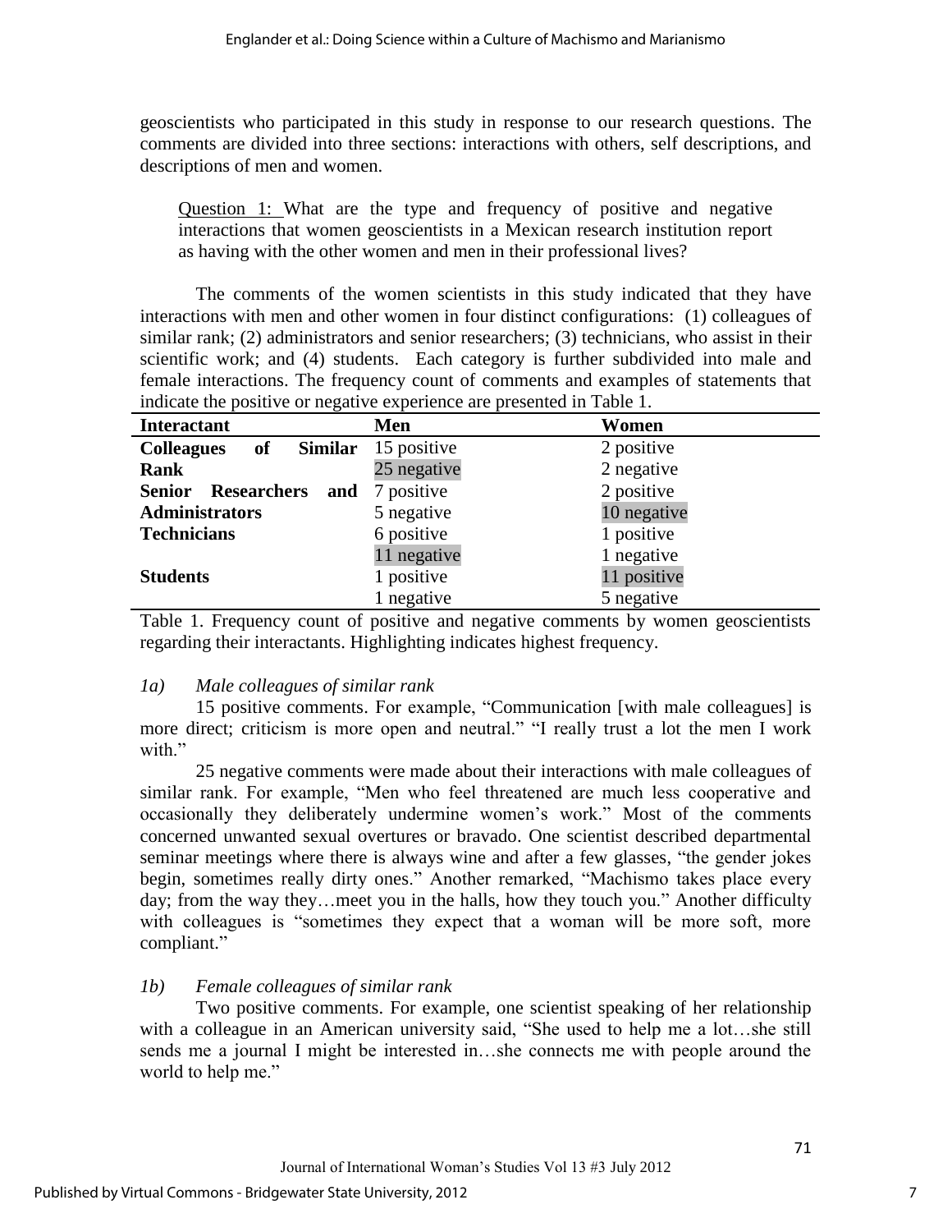geoscientists who participated in this study in response to our research questions. The comments are divided into three sections: interactions with others, self descriptions, and descriptions of men and women.

Question 1: What are the type and frequency of positive and negative interactions that women geoscientists in a Mexican research institution report as having with the other women and men in their professional lives?

The comments of the women scientists in this study indicated that they have interactions with men and other women in four distinct configurations: (1) colleagues of similar rank; (2) administrators and senior researchers; (3) technicians, who assist in their scientific work; and (4) students. Each category is further subdivided into male and female interactions. The frequency count of comments and examples of statements that indicate the positive or negative experience are presented in Table 1.

| Interactant | Men | Women |
|---|---|---|
| **Colleagues of Similar Rank** | 15 positive | 2 positive |
| | 25 negative | 2 negative |
| **Senior Researchers and Administrators** | 7 positive | 2 positive |
| | 5 negative | 10 negative |
| **Technicians** | 6 positive | 1 positive |
| | 11 negative | 1 negative |
| **Students** | 1 positive | 11 positive |
| | 1 negative | 5 negative |

Table 1. Frequency count of positive and negative comments by women geoscientists regarding their interactants. Highlighting indicates highest frequency.

*1a) Male colleagues of similar rank*

15 positive comments. For example, "Communication [with male colleagues] is more direct; criticism is more open and neutral." "I really trust a lot the men I work with."

25 negative comments were made about their interactions with male colleagues of similar rank. For example, "Men who feel threatened are much less cooperative and occasionally they deliberately undermine women's work." Most of the comments concerned unwanted sexual overtures or bravado. One scientist described departmental seminar meetings where there is always wine and after a few glasses, "the gender jokes begin, sometimes really dirty ones." Another remarked, "Machismo takes place every day; from the way they…meet you in the halls, how they touch you." Another difficulty with colleagues is "sometimes they expect that a woman will be more soft, more compliant."

*1b) Female colleagues of similar rank*

Two positive comments. For example, one scientist speaking of her relationship with a colleague in an American university said, "She used to help me a lot…she still sends me a journal I might be interested in…she connects me with people around the world to help me."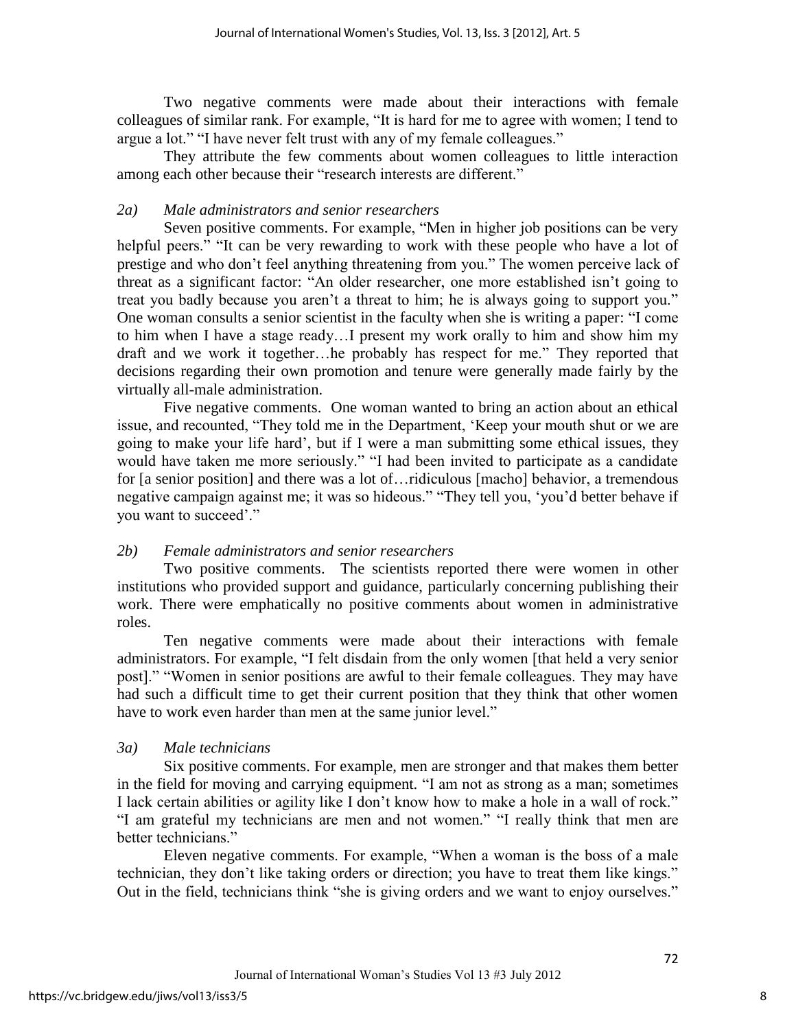Two negative comments were made about their interactions with female colleagues of similar rank. For example, "It is hard for me to agree with women; I tend to argue a lot." "I have never felt trust with any of my female colleagues."

They attribute the few comments about women colleagues to little interaction among each other because their "research interests are different."

*2a) Male administrators and senior researchers*

Seven positive comments. For example, "Men in higher job positions can be very helpful peers." "It can be very rewarding to work with these people who have a lot of prestige and who don't feel anything threatening from you." The women perceive lack of threat as a significant factor: "An older researcher, one more established isn't going to treat you badly because you aren't a threat to him; he is always going to support you." One woman consults a senior scientist in the faculty when she is writing a paper: "I come to him when I have a stage ready…I present my work orally to him and show him my draft and we work it together…he probably has respect for me." They reported that decisions regarding their own promotion and tenure were generally made fairly by the virtually all-male administration.

Five negative comments. One woman wanted to bring an action about an ethical issue, and recounted, "They told me in the Department, 'Keep your mouth shut or we are going to make your life hard', but if I were a man submitting some ethical issues, they would have taken me more seriously." "I had been invited to participate as a candidate for [a senior position] and there was a lot of…ridiculous [macho] behavior, a tremendous negative campaign against me; it was so hideous." "They tell you, 'you'd better behave if you want to succeed'."

*2b) Female administrators and senior researchers*

Two positive comments. The scientists reported there were women in other institutions who provided support and guidance, particularly concerning publishing their work. There were emphatically no positive comments about women in administrative roles.

Ten negative comments were made about their interactions with female administrators. For example, "I felt disdain from the only women [that held a very senior post]." "Women in senior positions are awful to their female colleagues. They may have had such a difficult time to get their current position that they think that other women have to work even harder than men at the same junior level."

*3a) Male technicians*

Six positive comments. For example, men are stronger and that makes them better in the field for moving and carrying equipment. "I am not as strong as a man; sometimes I lack certain abilities or agility like I don't know how to make a hole in a wall of rock." "I am grateful my technicians are men and not women." "I really think that men are better technicians."

Eleven negative comments. For example, "When a woman is the boss of a male technician, they don't like taking orders or direction; you have to treat them like kings." Out in the field, technicians think "she is giving orders and we want to enjoy ourselves."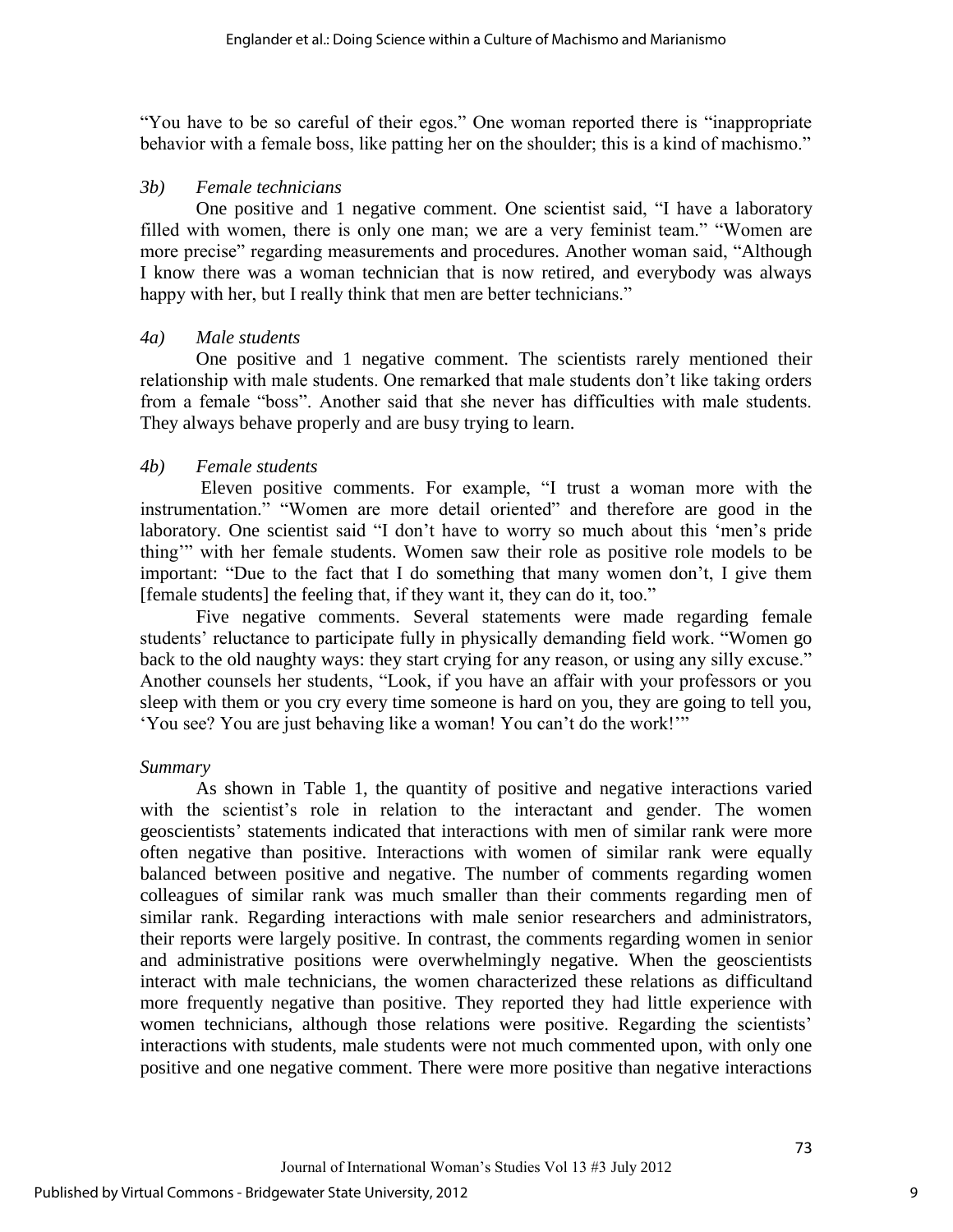"You have to be so careful of their egos." One woman reported there is "inappropriate behavior with a female boss, like patting her on the shoulder; this is a kind of machismo."

*3b) Female technicians*

One positive and 1 negative comment. One scientist said, "I have a laboratory filled with women, there is only one man; we are a very feminist team." "Women are more precise" regarding measurements and procedures. Another woman said, "Although I know there was a woman technician that is now retired, and everybody was always happy with her, but I really think that men are better technicians."

*4a) Male students*

One positive and 1 negative comment. The scientists rarely mentioned their relationship with male students. One remarked that male students don't like taking orders from a female "boss". Another said that she never has difficulties with male students. They always behave properly and are busy trying to learn.

*4b) Female students*

Eleven positive comments. For example, "I trust a woman more with the instrumentation." "Women are more detail oriented" and therefore are good in the laboratory. One scientist said "I don't have to worry so much about this 'men's pride thing'" with her female students. Women saw their role as positive role models to be important: "Due to the fact that I do something that many women don't, I give them [female students] the feeling that, if they want it, they can do it, too."

Five negative comments. Several statements were made regarding female students' reluctance to participate fully in physically demanding field work. "Women go back to the old naughty ways: they start crying for any reason, or using any silly excuse." Another counsels her students, "Look, if you have an affair with your professors or you sleep with them or you cry every time someone is hard on you, they are going to tell you, 'You see? You are just behaving like a woman! You can't do the work!'"

*Summary*

As shown in Table 1, the quantity of positive and negative interactions varied with the scientist's role in relation to the interactant and gender. The women geoscientists' statements indicated that interactions with men of similar rank were more often negative than positive. Interactions with women of similar rank were equally balanced between positive and negative. The number of comments regarding women colleagues of similar rank was much smaller than their comments regarding men of similar rank. Regarding interactions with male senior researchers and administrators, their reports were largely positive. In contrast, the comments regarding women in senior and administrative positions were overwhelmingly negative. When the geoscientists interact with male technicians, the women characterized these relations as difficultand more frequently negative than positive. They reported they had little experience with women technicians, although those relations were positive. Regarding the scientists' interactions with students, male students were not much commented upon, with only one positive and one negative comment. There were more positive than negative interactions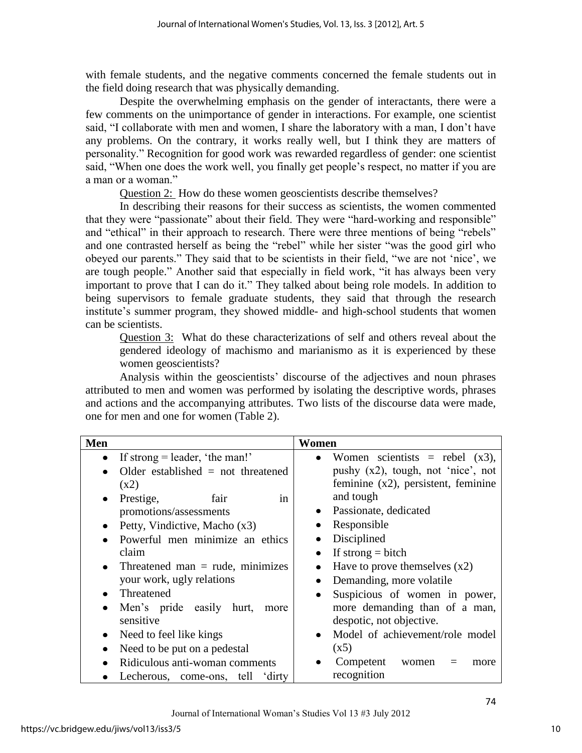with female students, and the negative comments concerned the female students out in the field doing research that was physically demanding.

Despite the overwhelming emphasis on the gender of interactants, there were a few comments on the unimportance of gender in interactions. For example, one scientist said, "I collaborate with men and women, I share the laboratory with a man, I don't have any problems. On the contrary, it works really well, but I think they are matters of personality." Recognition for good work was rewarded regardless of gender: one scientist said, "When one does the work well, you finally get people's respect, no matter if you are a man or a woman."

Question 2: How do these women geoscientists describe themselves?

In describing their reasons for their success as scientists, the women commented that they were "passionate" about their field. They were "hard-working and responsible" and "ethical" in their approach to research. There were three mentions of being "rebels" and one contrasted herself as being the "rebel" while her sister "was the good girl who obeyed our parents." They said that to be scientists in their field, "we are not 'nice', we are tough people." Another said that especially in field work, "it has always been very important to prove that I can do it." They talked about being role models. In addition to being supervisors to female graduate students, they said that through the research institute's summer program, they showed middle- and high-school students that women can be scientists.

Question 3: What do these characterizations of self and others reveal about the gendered ideology of machismo and marianismo as it is experienced by these women geoscientists?

Analysis within the geoscientists' discourse of the adjectives and noun phrases attributed to men and women was performed by isolating the descriptive words, phrases and actions and the accompanying attributes. Two lists of the discourse data were made, one for men and one for women (Table 2).

| Men | Women |
|---|---|
| • If strong = leader, 'the man!'<br>• Older established = not threatened (x2)<br>• Prestige, fair in promotions/assessments<br>• Petty, Vindictive, Macho (x3)<br>• Powerful men minimize an ethics claim<br>• Threatened man = rude, minimizes your work, ugly relations<br>• Threatened<br>• Men's pride easily hurt, more sensitive<br>• Need to feel like kings<br>• Need to be put on a pedestal<br>• Ridiculous anti-woman comments<br>• Lecherous, come-ons, tell 'dirty | • Women scientists = rebel (x3), pushy (x2), tough, not 'nice', not feminine (x2), persistent, feminine and tough<br>• Passionate, dedicated<br>• Responsible<br>• Disciplined<br>• If strong = bitch<br>• Have to prove themselves (x2)<br>• Demanding, more volatile<br>• Suspicious of women in power, more demanding than of a man, despotic, not objective.<br>• Model of achievement/role model (x5)<br>• Competent women = more recognition |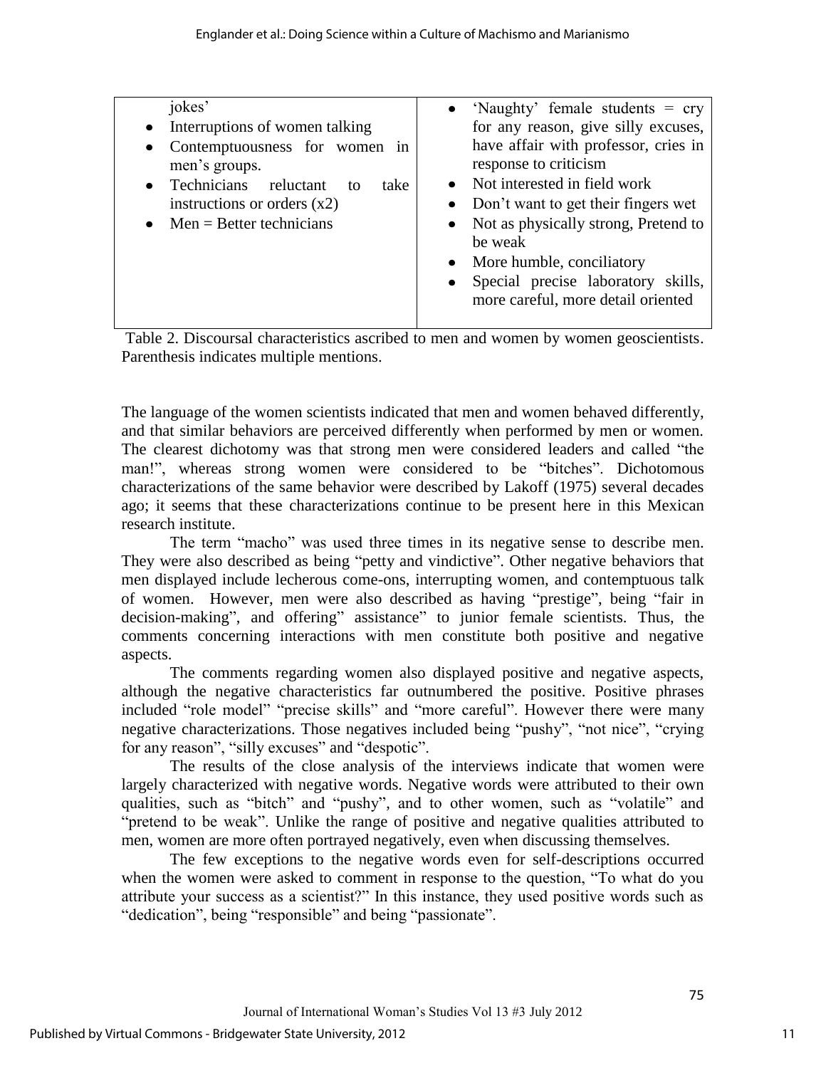| | |
|---|---|
| jokes'<br>• Interruptions of women talking<br>• Contemptuousness for women in men's groups.<br>• Technicians reluctant to take instructions or orders (x2)<br>• Men = Better technicians | • 'Naughty' female students = cry for any reason, give silly excuses, have affair with professor, cries in response to criticism<br>• Not interested in field work<br>• Don't want to get their fingers wet<br>• Not as physically strong, Pretend to be weak<br>• More humble, conciliatory<br>• Special precise laboratory skills, more careful, more detail oriented |

Table 2. Discoursal characteristics ascribed to men and women by women geoscientists. Parenthesis indicates multiple mentions.

The language of the women scientists indicated that men and women behaved differently, and that similar behaviors are perceived differently when performed by men or women. The clearest dichotomy was that strong men were considered leaders and called "the man!", whereas strong women were considered to be "bitches". Dichotomous characterizations of the same behavior were described by Lakoff (1975) several decades ago; it seems that these characterizations continue to be present here in this Mexican research institute.

The term "macho" was used three times in its negative sense to describe men. They were also described as being "petty and vindictive". Other negative behaviors that men displayed include lecherous come-ons, interrupting women, and contemptuous talk of women. However, men were also described as having "prestige", being "fair in decision-making", and offering" assistance" to junior female scientists. Thus, the comments concerning interactions with men constitute both positive and negative aspects.

The comments regarding women also displayed positive and negative aspects, although the negative characteristics far outnumbered the positive. Positive phrases included "role model" "precise skills" and "more careful". However there were many negative characterizations. Those negatives included being "pushy", "not nice", "crying for any reason", "silly excuses" and "despotic".

The results of the close analysis of the interviews indicate that women were largely characterized with negative words. Negative words were attributed to their own qualities, such as "bitch" and "pushy", and to other women, such as "volatile" and "pretend to be weak". Unlike the range of positive and negative qualities attributed to men, women are more often portrayed negatively, even when discussing themselves.

The few exceptions to the negative words even for self-descriptions occurred when the women were asked to comment in response to the question, "To what do you attribute your success as a scientist?" In this instance, they used positive words such as "dedication", being "responsible" and being "passionate".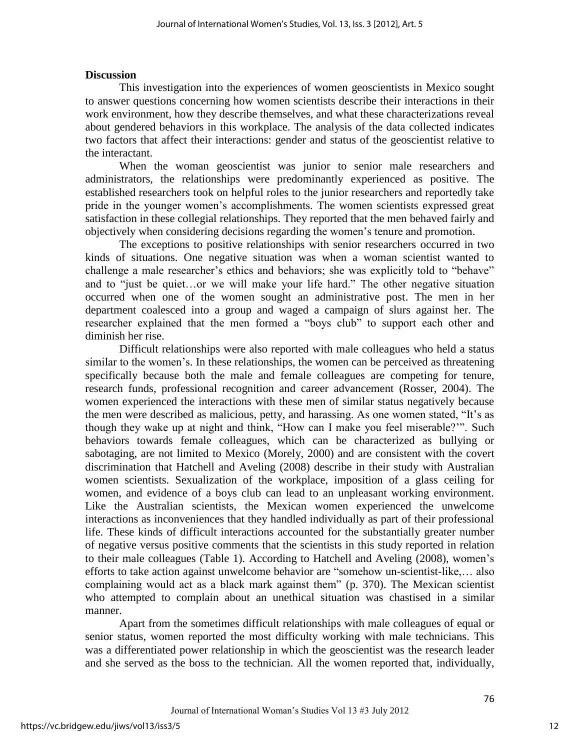## Discussion

This investigation into the experiences of women geoscientists in Mexico sought to answer questions concerning how women scientists describe their interactions in their work environment, how they describe themselves, and what these characterizations reveal about gendered behaviors in this workplace. The analysis of the data collected indicates two factors that affect their interactions: gender and status of the geoscientist relative to the interactant.

When the woman geoscientist was junior to senior male researchers and administrators, the relationships were predominantly experienced as positive. The established researchers took on helpful roles to the junior researchers and reportedly take pride in the younger women's accomplishments. The women scientists expressed great satisfaction in these collegial relationships. They reported that the men behaved fairly and objectively when considering decisions regarding the women's tenure and promotion.

The exceptions to positive relationships with senior researchers occurred in two kinds of situations. One negative situation was when a woman scientist wanted to challenge a male researcher's ethics and behaviors; she was explicitly told to "behave" and to "just be quiet…or we will make your life hard." The other negative situation occurred when one of the women sought an administrative post. The men in her department coalesced into a group and waged a campaign of slurs against her. The researcher explained that the men formed a "boys club" to support each other and diminish her rise.

Difficult relationships were also reported with male colleagues who held a status similar to the women's. In these relationships, the women can be perceived as threatening specifically because both the male and female colleagues are competing for tenure, research funds, professional recognition and career advancement (Rosser, 2004). The women experienced the interactions with these men of similar status negatively because the men were described as malicious, petty, and harassing. As one women stated, "It's as though they wake up at night and think, "How can I make you feel miserable?'". Such behaviors towards female colleagues, which can be characterized as bullying or sabotaging, are not limited to Mexico (Morely, 2000) and are consistent with the covert discrimination that Hatchell and Aveling (2008) describe in their study with Australian women scientists. Sexualization of the workplace, imposition of a glass ceiling for women, and evidence of a boys club can lead to an unpleasant working environment. Like the Australian scientists, the Mexican women experienced the unwelcome interactions as inconveniences that they handled individually as part of their professional life. These kinds of difficult interactions accounted for the substantially greater number of negative versus positive comments that the scientists in this study reported in relation to their male colleagues (Table 1). According to Hatchell and Aveling (2008), women's efforts to take action against unwelcome behavior are "somehow un-scientist-like,… also complaining would act as a black mark against them" (p. 370). The Mexican scientist who attempted to complain about an unethical situation was chastised in a similar manner.

Apart from the sometimes difficult relationships with male colleagues of equal or senior status, women reported the most difficulty working with male technicians. This was a differentiated power relationship in which the geoscientist was the research leader and she served as the boss to the technician. All the women reported that, individually,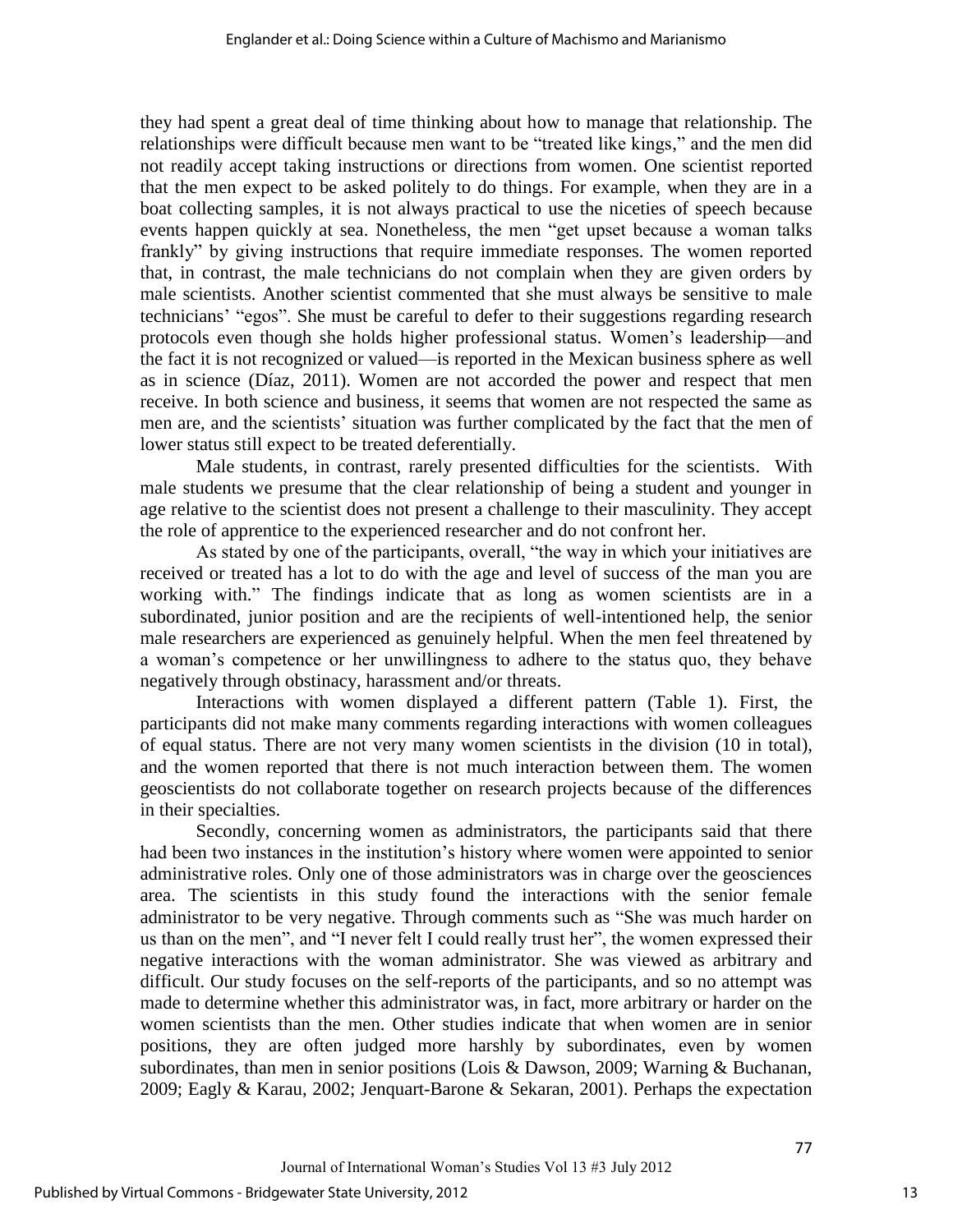they had spent a great deal of time thinking about how to manage that relationship. The relationships were difficult because men want to be "treated like kings," and the men did not readily accept taking instructions or directions from women. One scientist reported that the men expect to be asked politely to do things. For example, when they are in a boat collecting samples, it is not always practical to use the niceties of speech because events happen quickly at sea. Nonetheless, the men "get upset because a woman talks frankly" by giving instructions that require immediate responses. The women reported that, in contrast, the male technicians do not complain when they are given orders by male scientists. Another scientist commented that she must always be sensitive to male technicians' "egos". She must be careful to defer to their suggestions regarding research protocols even though she holds higher professional status. Women's leadership—and the fact it is not recognized or valued—is reported in the Mexican business sphere as well as in science (Díaz, 2011). Women are not accorded the power and respect that men receive. In both science and business, it seems that women are not respected the same as men are, and the scientists' situation was further complicated by the fact that the men of lower status still expect to be treated deferentially.

Male students, in contrast, rarely presented difficulties for the scientists. With male students we presume that the clear relationship of being a student and younger in age relative to the scientist does not present a challenge to their masculinity. They accept the role of apprentice to the experienced researcher and do not confront her.

As stated by one of the participants, overall, "the way in which your initiatives are received or treated has a lot to do with the age and level of success of the man you are working with." The findings indicate that as long as women scientists are in a subordinated, junior position and are the recipients of well-intentioned help, the senior male researchers are experienced as genuinely helpful. When the men feel threatened by a woman's competence or her unwillingness to adhere to the status quo, they behave negatively through obstinacy, harassment and/or threats.

Interactions with women displayed a different pattern (Table 1). First, the participants did not make many comments regarding interactions with women colleagues of equal status. There are not very many women scientists in the division (10 in total), and the women reported that there is not much interaction between them. The women geoscientists do not collaborate together on research projects because of the differences in their specialties.

Secondly, concerning women as administrators, the participants said that there had been two instances in the institution's history where women were appointed to senior administrative roles. Only one of those administrators was in charge over the geosciences area. The scientists in this study found the interactions with the senior female administrator to be very negative. Through comments such as "She was much harder on us than on the men", and "I never felt I could really trust her", the women expressed their negative interactions with the woman administrator. She was viewed as arbitrary and difficult. Our study focuses on the self-reports of the participants, and so no attempt was made to determine whether this administrator was, in fact, more arbitrary or harder on the women scientists than the men. Other studies indicate that when women are in senior positions, they are often judged more harshly by subordinates, even by women subordinates, than men in senior positions (Lois & Dawson, 2009; Warning & Buchanan, 2009; Eagly & Karau, 2002; Jenquart-Barone & Sekaran, 2001). Perhaps the expectation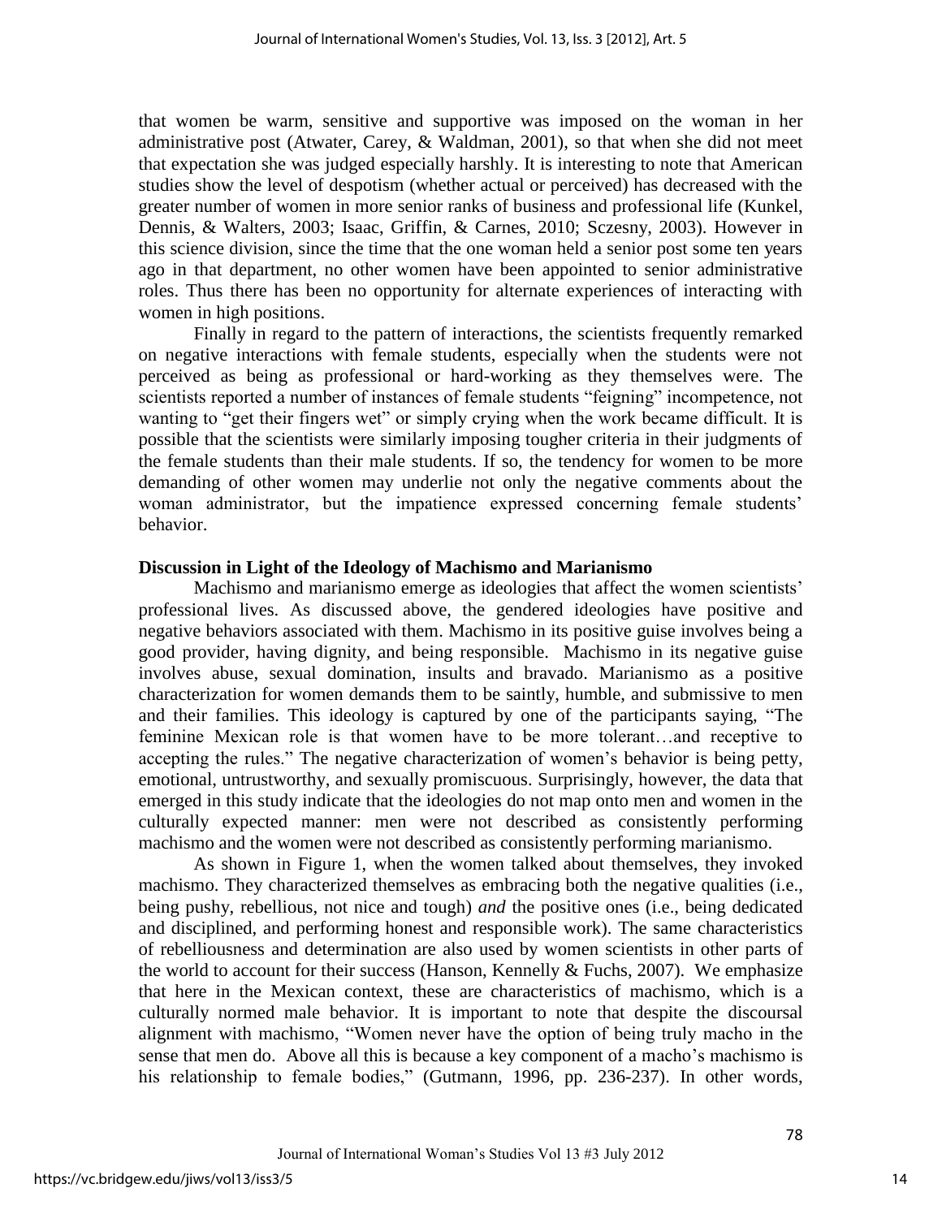that women be warm, sensitive and supportive was imposed on the woman in her administrative post (Atwater, Carey, & Waldman, 2001), so that when she did not meet that expectation she was judged especially harshly. It is interesting to note that American studies show the level of despotism (whether actual or perceived) has decreased with the greater number of women in more senior ranks of business and professional life (Kunkel, Dennis, & Walters, 2003; Isaac, Griffin, & Carnes, 2010; Sczesny, 2003). However in this science division, since the time that the one woman held a senior post some ten years ago in that department, no other women have been appointed to senior administrative roles. Thus there has been no opportunity for alternate experiences of interacting with women in high positions.

Finally in regard to the pattern of interactions, the scientists frequently remarked on negative interactions with female students, especially when the students were not perceived as being as professional or hard-working as they themselves were. The scientists reported a number of instances of female students "feigning" incompetence, not wanting to "get their fingers wet" or simply crying when the work became difficult. It is possible that the scientists were similarly imposing tougher criteria in their judgments of the female students than their male students. If so, the tendency for women to be more demanding of other women may underlie not only the negative comments about the woman administrator, but the impatience expressed concerning female students' behavior.

**Discussion in Light of the Ideology of Machismo and Marianismo**

Machismo and marianismo emerge as ideologies that affect the women scientists' professional lives. As discussed above, the gendered ideologies have positive and negative behaviors associated with them. Machismo in its positive guise involves being a good provider, having dignity, and being responsible. Machismo in its negative guise involves abuse, sexual domination, insults and bravado. Marianismo as a positive characterization for women demands them to be saintly, humble, and submissive to men and their families. This ideology is captured by one of the participants saying, "The feminine Mexican role is that women have to be more tolerant…and receptive to accepting the rules." The negative characterization of women's behavior is being petty, emotional, untrustworthy, and sexually promiscuous. Surprisingly, however, the data that emerged in this study indicate that the ideologies do not map onto men and women in the culturally expected manner: men were not described as consistently performing machismo and the women were not described as consistently performing marianismo.

As shown in Figure 1, when the women talked about themselves, they invoked machismo. They characterized themselves as embracing both the negative qualities (i.e., being pushy, rebellious, not nice and tough) *and* the positive ones (i.e., being dedicated and disciplined, and performing honest and responsible work). The same characteristics of rebelliousness and determination are also used by women scientists in other parts of the world to account for their success (Hanson, Kennelly & Fuchs, 2007). We emphasize that here in the Mexican context, these are characteristics of machismo, which is a culturally normed male behavior. It is important to note that despite the discoursal alignment with machismo, "Women never have the option of being truly macho in the sense that men do. Above all this is because a key component of a macho's machismo is his relationship to female bodies," (Gutmann, 1996, pp. 236-237). In other words,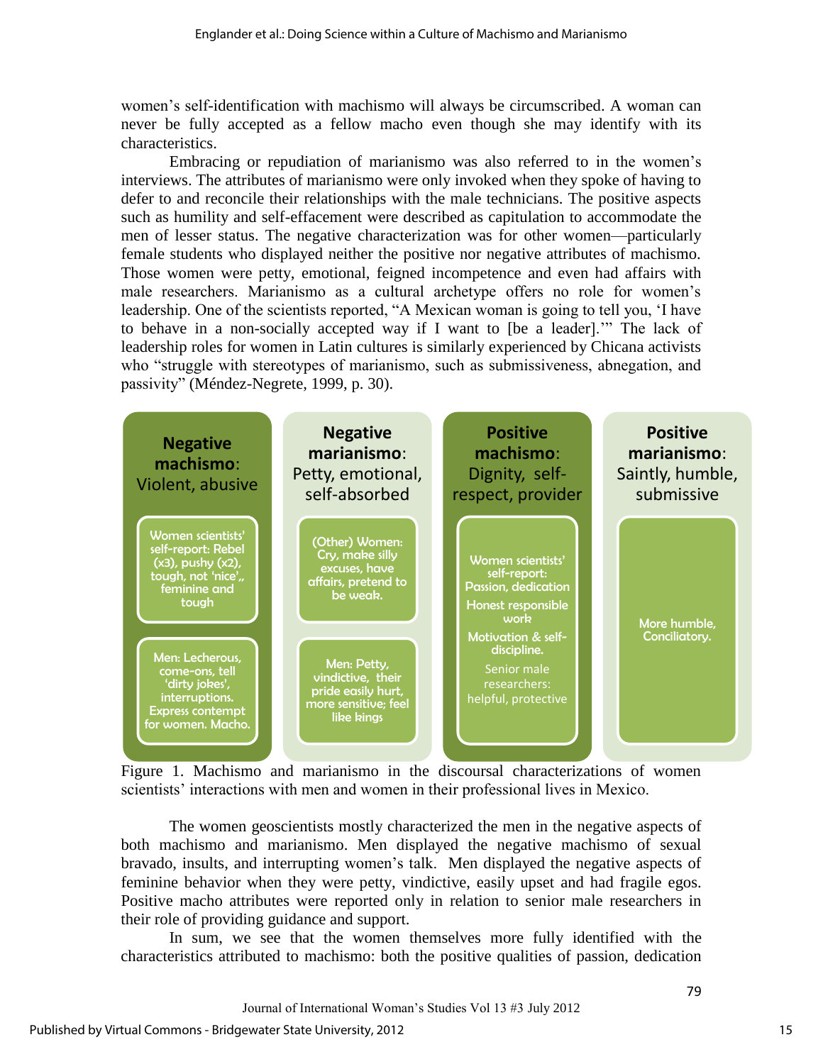women's self-identification with machismo will always be circumscribed. A woman can never be fully accepted as a fellow macho even though she may identify with its characteristics.

Embracing or repudiation of marianismo was also referred to in the women's interviews. The attributes of marianismo were only invoked when they spoke of having to defer to and reconcile their relationships with the male technicians. The positive aspects such as humility and self-effacement were described as capitulation to accommodate the men of lesser status. The negative characterization was for other women—particularly female students who displayed neither the positive nor negative attributes of machismo. Those women were petty, emotional, feigned incompetence and even had affairs with male researchers. Marianismo as a cultural archetype offers no role for women's leadership. One of the scientists reported, "A Mexican woman is going to tell you, 'I have to behave in a non-socially accepted way if I want to [be a leader].'" The lack of leadership roles for women in Latin cultures is similarly experienced by Chicana activists who "struggle with stereotypes of marianismo, such as submissiveness, abnegation, and passivity" (Méndez-Negrete, 1999, p. 30).

| **Negative machismo**: Violent, abusive | **Negative marianismo**: Petty, emotional, self-absorbed | **Positive machismo**: Dignity, self-respect, provider | **Positive marianismo**: Saintly, humble, submissive |
|---|---|---|---|
| Women scientists' self-report: Rebel (x3), pushy (x2), tough, not 'nice',, feminine and tough | (Other) Women: Cry, make silly excuses, have affairs, pretend to be weak. | Women scientists' self-report: Passion, dedication; Honest responsible work; Motivation & self-discipline. Senior male researchers: helpful, protective | More humble, Conciliatory. |
| Men: Lecherous, come-ons, tell 'dirty jokes', interruptions. Express contempt for women. Macho. | Men: Petty, vindictive, their pride easily hurt, more sensitive; feel like kings | | |

Figure 1. Machismo and marianismo in the discoursal characterizations of women scientists' interactions with men and women in their professional lives in Mexico.

The women geoscientists mostly characterized the men in the negative aspects of both machismo and marianismo. Men displayed the negative machismo of sexual bravado, insults, and interrupting women's talk. Men displayed the negative aspects of feminine behavior when they were petty, vindictive, easily upset and had fragile egos. Positive macho attributes were reported only in relation to senior male researchers in their role of providing guidance and support.

In sum, we see that the women themselves more fully identified with the characteristics attributed to machismo: both the positive qualities of passion, dedication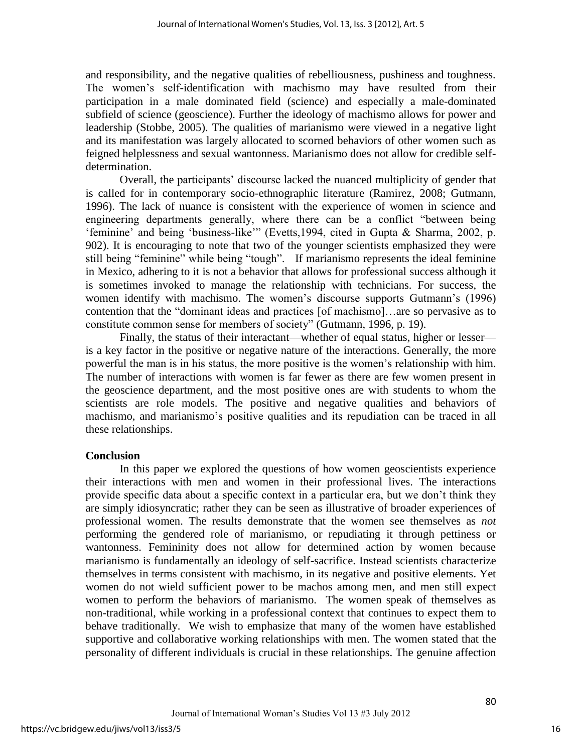and responsibility, and the negative qualities of rebelliousness, pushiness and toughness. The women's self-identification with machismo may have resulted from their participation in a male dominated field (science) and especially a male-dominated subfield of science (geoscience). Further the ideology of machismo allows for power and leadership (Stobbe, 2005). The qualities of marianismo were viewed in a negative light and its manifestation was largely allocated to scorned behaviors of other women such as feigned helplessness and sexual wantonness. Marianismo does not allow for credible self-determination.

Overall, the participants' discourse lacked the nuanced multiplicity of gender that is called for in contemporary socio-ethnographic literature (Ramirez, 2008; Gutmann, 1996). The lack of nuance is consistent with the experience of women in science and engineering departments generally, where there can be a conflict "between being 'feminine' and being 'business-like'" (Evetts,1994, cited in Gupta & Sharma, 2002, p. 902). It is encouraging to note that two of the younger scientists emphasized they were still being "feminine" while being "tough". If marianismo represents the ideal feminine in Mexico, adhering to it is not a behavior that allows for professional success although it is sometimes invoked to manage the relationship with technicians. For success, the women identify with machismo. The women's discourse supports Gutmann's (1996) contention that the "dominant ideas and practices [of machismo]…are so pervasive as to constitute common sense for members of society" (Gutmann, 1996, p. 19).

Finally, the status of their interactant—whether of equal status, higher or lesser—is a key factor in the positive or negative nature of the interactions. Generally, the more powerful the man is in his status, the more positive is the women's relationship with him. The number of interactions with women is far fewer as there are few women present in the geoscience department, and the most positive ones are with students to whom the scientists are role models. The positive and negative qualities and behaviors of machismo, and marianismo's positive qualities and its repudiation can be traced in all these relationships.

## Conclusion

In this paper we explored the questions of how women geoscientists experience their interactions with men and women in their professional lives. The interactions provide specific data about a specific context in a particular era, but we don't think they are simply idiosyncratic; rather they can be seen as illustrative of broader experiences of professional women. The results demonstrate that the women see themselves as *not* performing the gendered role of marianismo, or repudiating it through pettiness or wantonness. Femininity does not allow for determined action by women because marianismo is fundamentally an ideology of self-sacrifice. Instead scientists characterize themselves in terms consistent with machismo, in its negative and positive elements. Yet women do not wield sufficient power to be machos among men, and men still expect women to perform the behaviors of marianismo. The women speak of themselves as non-traditional, while working in a professional context that continues to expect them to behave traditionally. We wish to emphasize that many of the women have established supportive and collaborative working relationships with men. The women stated that the personality of different individuals is crucial in these relationships. The genuine affection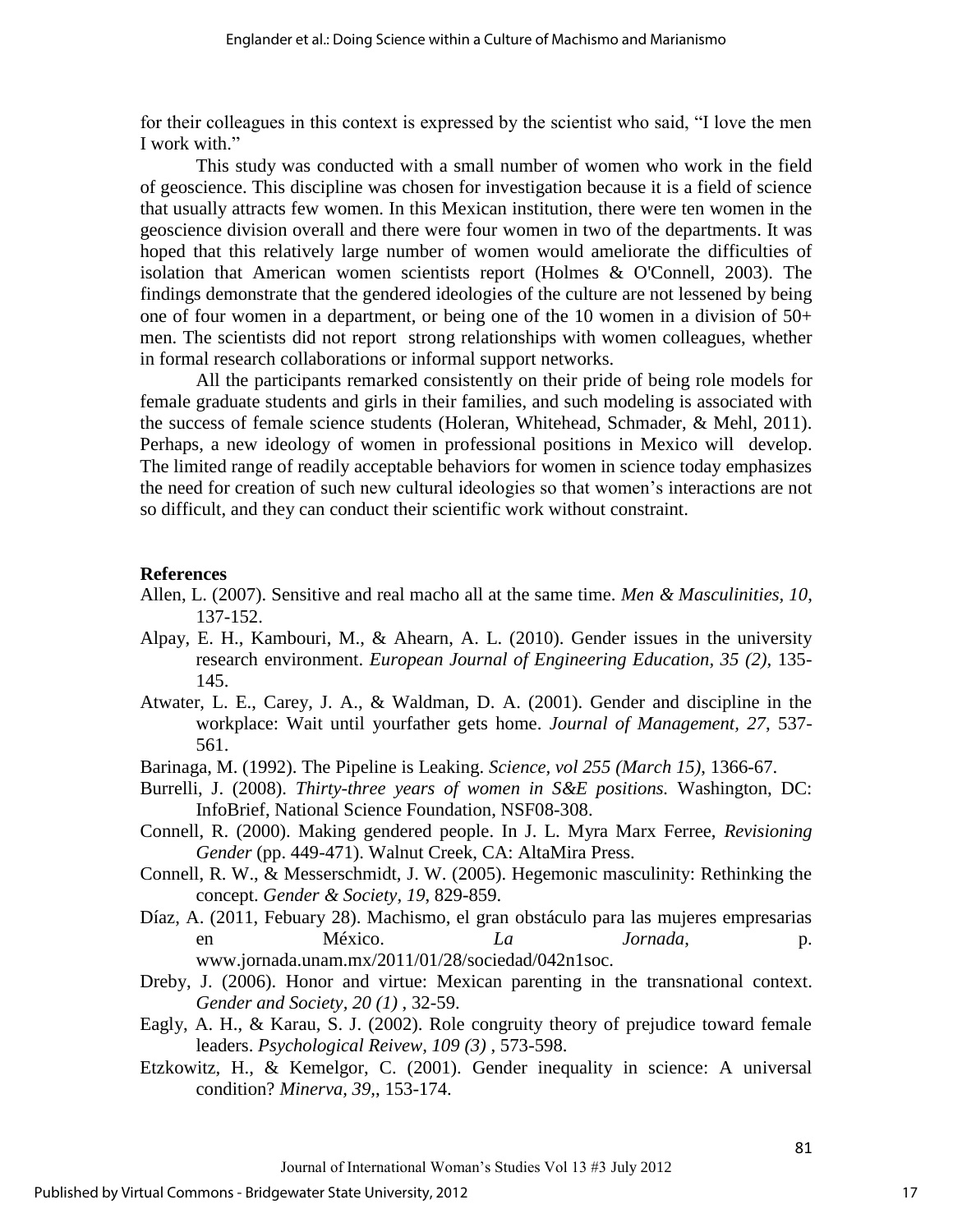for their colleagues in this context is expressed by the scientist who said, "I love the men I work with."

This study was conducted with a small number of women who work in the field of geoscience. This discipline was chosen for investigation because it is a field of science that usually attracts few women. In this Mexican institution, there were ten women in the geoscience division overall and there were four women in two of the departments. It was hoped that this relatively large number of women would ameliorate the difficulties of isolation that American women scientists report (Holmes & O'Connell, 2003). The findings demonstrate that the gendered ideologies of the culture are not lessened by being one of four women in a department, or being one of the 10 women in a division of 50+ men. The scientists did not report strong relationships with women colleagues, whether in formal research collaborations or informal support networks.

All the participants remarked consistently on their pride of being role models for female graduate students and girls in their families, and such modeling is associated with the success of female science students (Holeran, Whitehead, Schmader, & Mehl, 2011). Perhaps, a new ideology of women in professional positions in Mexico will develop. The limited range of readily acceptable behaviors for women in science today emphasizes the need for creation of such new cultural ideologies so that women's interactions are not so difficult, and they can conduct their scientific work without constraint.

**References**

Allen, L. (2007). Sensitive and real macho all at the same time. *Men & Masculinities, 10*, 137-152.

Alpay, E. H., Kambouri, M., & Ahearn, A. L. (2010). Gender issues in the university research environment. *European Journal of Engineering Education, 35 (2)*, 135-145.

Atwater, L. E., Carey, J. A., & Waldman, D. A. (2001). Gender and discipline in the workplace: Wait until yourfather gets home. *Journal of Management, 27*, 537-561.

Barinaga, M. (1992). The Pipeline is Leaking. *Science, vol 255 (March 15)*, 1366-67.

Burrelli, J. (2008). *Thirty-three years of women in S&E positions.* Washington, DC: InfoBrief, National Science Foundation, NSF08-308.

Connell, R. (2000). Making gendered people. In J. L. Myra Marx Ferree, *Revisioning Gender* (pp. 449-471). Walnut Creek, CA: AltaMira Press.

Connell, R. W., & Messerschmidt, J. W. (2005). Hegemonic masculinity: Rethinking the concept. *Gender & Society, 19*, 829-859.

Díaz, A. (2011, Febuary 28). Machismo, el gran obstáculo para las mujeres empresarias en México. *La Jornada*, p. www.jornada.unam.mx/2011/01/28/sociedad/042n1soc.

Dreby, J. (2006). Honor and virtue: Mexican parenting in the transnational context. *Gender and Society, 20 (1)* , 32-59.

Eagly, A. H., & Karau, S. J. (2002). Role congruity theory of prejudice toward female leaders. *Psychological Reivew, 109 (3)* , 573-598.

Etzkowitz, H., & Kemelgor, C. (2001). Gender inequality in science: A universal condition? *Minerva, 39*,, 153-174.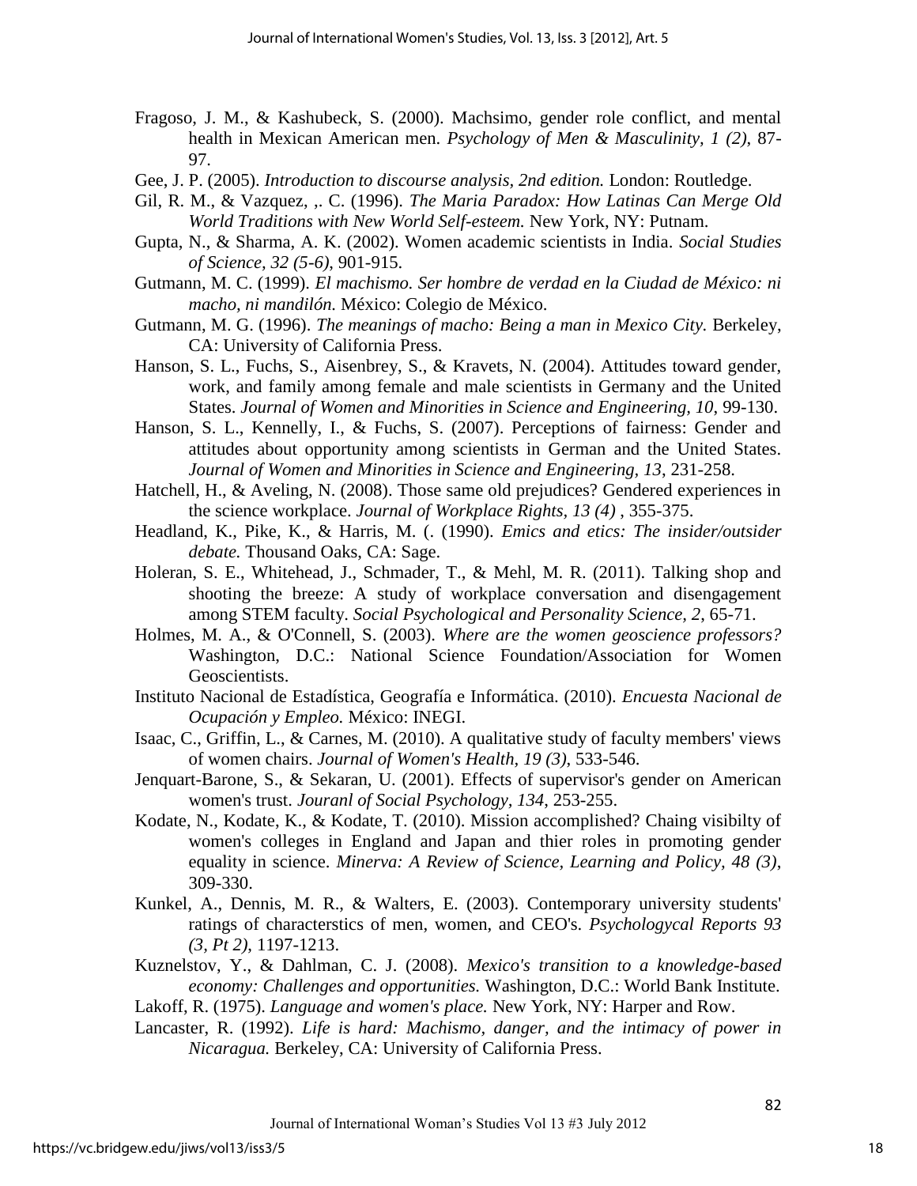Fragoso, J. M., & Kashubeck, S. (2000). Machsimo, gender role conflict, and mental health in Mexican American men. *Psychology of Men & Masculinity, 1 (2)*, 87-97.

Gee, J. P. (2005). *Introduction to discourse analysis, 2nd edition.* London: Routledge.

Gil, R. M., & Vazquez, ,. C. (1996). *The Maria Paradox: How Latinas Can Merge Old World Traditions with New World Self-esteem.* New York, NY: Putnam.

Gupta, N., & Sharma, A. K. (2002). Women academic scientists in India. *Social Studies of Science, 32 (5-6)*, 901-915.

Gutmann, M. C. (1999). *El machismo. Ser hombre de verdad en la Ciudad de México: ni macho, ni mandilón.* México: Colegio de México.

Gutmann, M. G. (1996). *The meanings of macho: Being a man in Mexico City.* Berkeley, CA: University of California Press.

Hanson, S. L., Fuchs, S., Aisenbrey, S., & Kravets, N. (2004). Attitudes toward gender, work, and family among female and male scientists in Germany and the United States. *Journal of Women and Minorities in Science and Engineering, 10*, 99-130.

Hanson, S. L., Kennelly, I., & Fuchs, S. (2007). Perceptions of fairness: Gender and attitudes about opportunity among scientists in German and the United States. *Journal of Women and Minorities in Science and Engineering, 13*, 231-258.

Hatchell, H., & Aveling, N. (2008). Those same old prejudices? Gendered experiences in the science workplace. *Journal of Workplace Rights, 13 (4)* , 355-375.

Headland, K., Pike, K., & Harris, M. (. (1990). *Emics and etics: The insider/outsider debate.* Thousand Oaks, CA: Sage.

Holeran, S. E., Whitehead, J., Schmader, T., & Mehl, M. R. (2011). Talking shop and shooting the breeze: A study of workplace conversation and disengagement among STEM faculty. *Social Psychological and Personality Science, 2*, 65-71.

Holmes, M. A., & O'Connell, S. (2003). *Where are the women geoscience professors?* Washington, D.C.: National Science Foundation/Association for Women Geoscientists.

Instituto Nacional de Estadística, Geografía e Informática. (2010). *Encuesta Nacional de Ocupación y Empleo.* México: INEGI.

Isaac, C., Griffin, L., & Carnes, M. (2010). A qualitative study of faculty members' views of women chairs. *Journal of Women's Health, 19 (3)*, 533-546.

Jenquart-Barone, S., & Sekaran, U. (2001). Effects of supervisor's gender on American women's trust. *Jouranl of Social Psychology, 134*, 253-255.

Kodate, N., Kodate, K., & Kodate, T. (2010). Mission accomplished? Chaing visibilty of women's colleges in England and Japan and thier roles in promoting gender equality in science. *Minerva: A Review of Science, Learning and Policy, 48 (3)*, 309-330.

Kunkel, A., Dennis, M. R., & Walters, E. (2003). Contemporary university students' ratings of characterstics of men, women, and CEO's. *Psychologycal Reports 93 (3, Pt 2)*, 1197-1213.

Kuznelstov, Y., & Dahlman, C. J. (2008). *Mexico's transition to a knowledge-based economy: Challenges and opportunities.* Washington, D.C.: World Bank Institute.

Lakoff, R. (1975). *Language and women's place.* New York, NY: Harper and Row.

Lancaster, R. (1992). *Life is hard: Machismo, danger, and the intimacy of power in Nicaragua.* Berkeley, CA: University of California Press.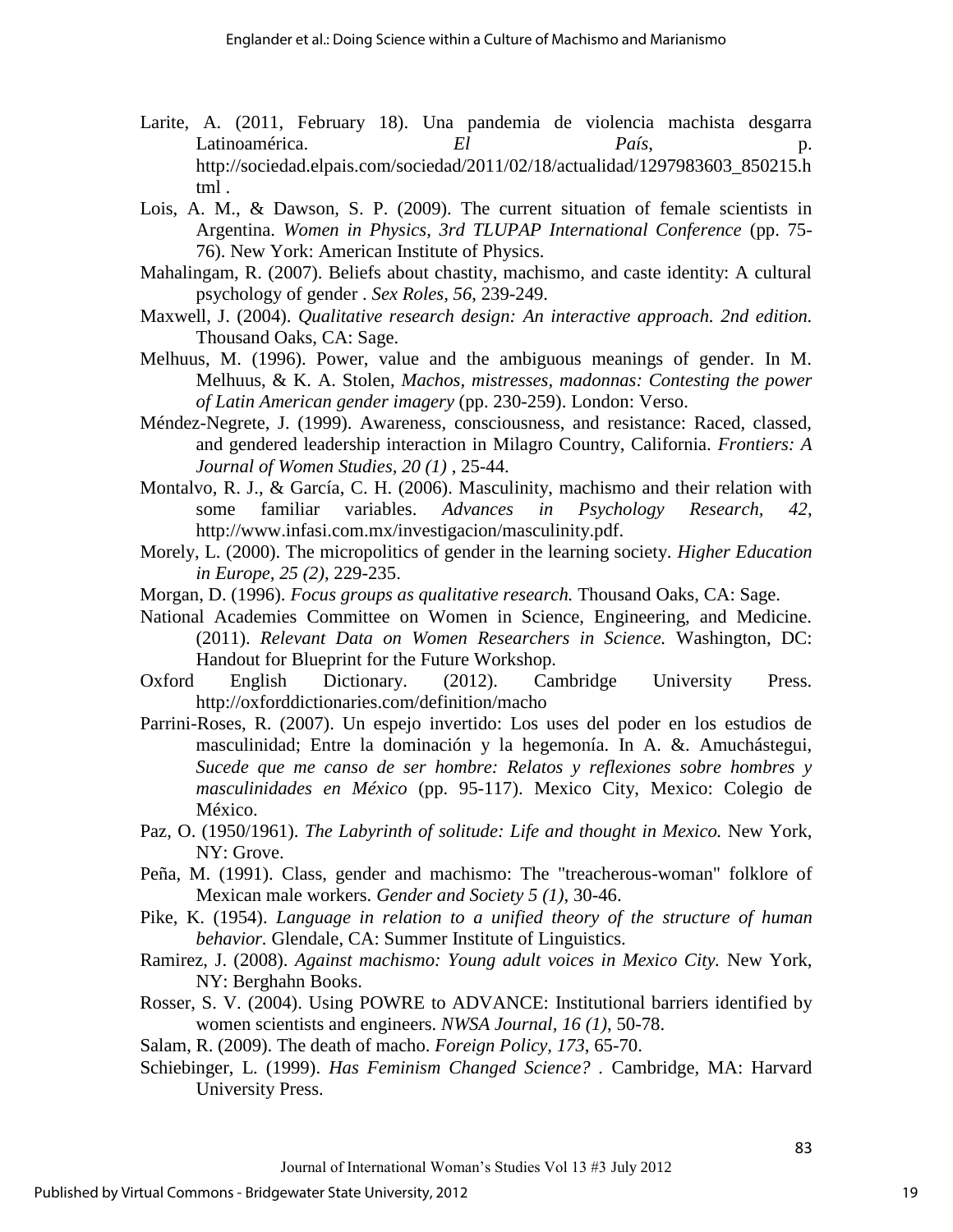Larite, A. (2011, February 18). Una pandemia de violencia machista desgarra Latinoamérica. *El País*, p. http://sociedad.elpais.com/sociedad/2011/02/18/actualidad/1297983603_850215.html .

Lois, A. M., & Dawson, S. P. (2009). The current situation of female scientists in Argentina. *Women in Physics, 3rd TLUPAP International Conference* (pp. 75-76). New York: American Institute of Physics.

Mahalingam, R. (2007). Beliefs about chastity, machismo, and caste identity: A cultural psychology of gender . *Sex Roles, 56*, 239-249.

Maxwell, J. (2004). *Qualitative research design: An interactive approach. 2nd edition.* Thousand Oaks, CA: Sage.

Melhuus, M. (1996). Power, value and the ambiguous meanings of gender. In M. Melhuus, & K. A. Stolen, *Machos, mistresses, madonnas: Contesting the power of Latin American gender imagery* (pp. 230-259). London: Verso.

Méndez-Negrete, J. (1999). Awareness, consciousness, and resistance: Raced, classed, and gendered leadership interaction in Milagro Country, California. *Frontiers: A Journal of Women Studies, 20 (1)* , 25-44.

Montalvo, R. J., & García, C. H. (2006). Masculinity, machismo and their relation with some familiar variables. *Advances in Psychology Research, 42*, http://www.infasi.com.mx/investigacion/masculinity.pdf.

Morely, L. (2000). The micropolitics of gender in the learning society. *Higher Education in Europe, 25 (2)*, 229-235.

Morgan, D. (1996). *Focus groups as qualitative research.* Thousand Oaks, CA: Sage.

National Academies Committee on Women in Science, Engineering, and Medicine. (2011). *Relevant Data on Women Researchers in Science.* Washington, DC: Handout for Blueprint for the Future Workshop.

Oxford English Dictionary. (2012). Cambridge University Press. http://oxforddictionaries.com/definition/macho

Parrini-Roses, R. (2007). Un espejo invertido: Los uses del poder en los estudios de masculinidad; Entre la dominación y la hegemonía. In A. &. Amuchástegui, *Sucede que me canso de ser hombre: Relatos y reflexiones sobre hombres y masculinidades en México* (pp. 95-117). Mexico City, Mexico: Colegio de México.

Paz, O. (1950/1961). *The Labyrinth of solitude: Life and thought in Mexico.* New York, NY: Grove.

Peña, M. (1991). Class, gender and machismo: The "treacherous-woman" folklore of Mexican male workers. *Gender and Society 5 (1)*, 30-46.

Pike, K. (1954). *Language in relation to a unified theory of the structure of human behavior.* Glendale, CA: Summer Institute of Linguistics.

Ramirez, J. (2008). *Against machismo: Young adult voices in Mexico City.* New York, NY: Berghahn Books.

Rosser, S. V. (2004). Using POWRE to ADVANCE: Institutional barriers identified by women scientists and engineers. *NWSA Journal, 16 (1)*, 50-78.

Salam, R. (2009). The death of macho. *Foreign Policy, 173*, 65-70.

Schiebinger, L. (1999). *Has Feminism Changed Science?* . Cambridge, MA: Harvard University Press.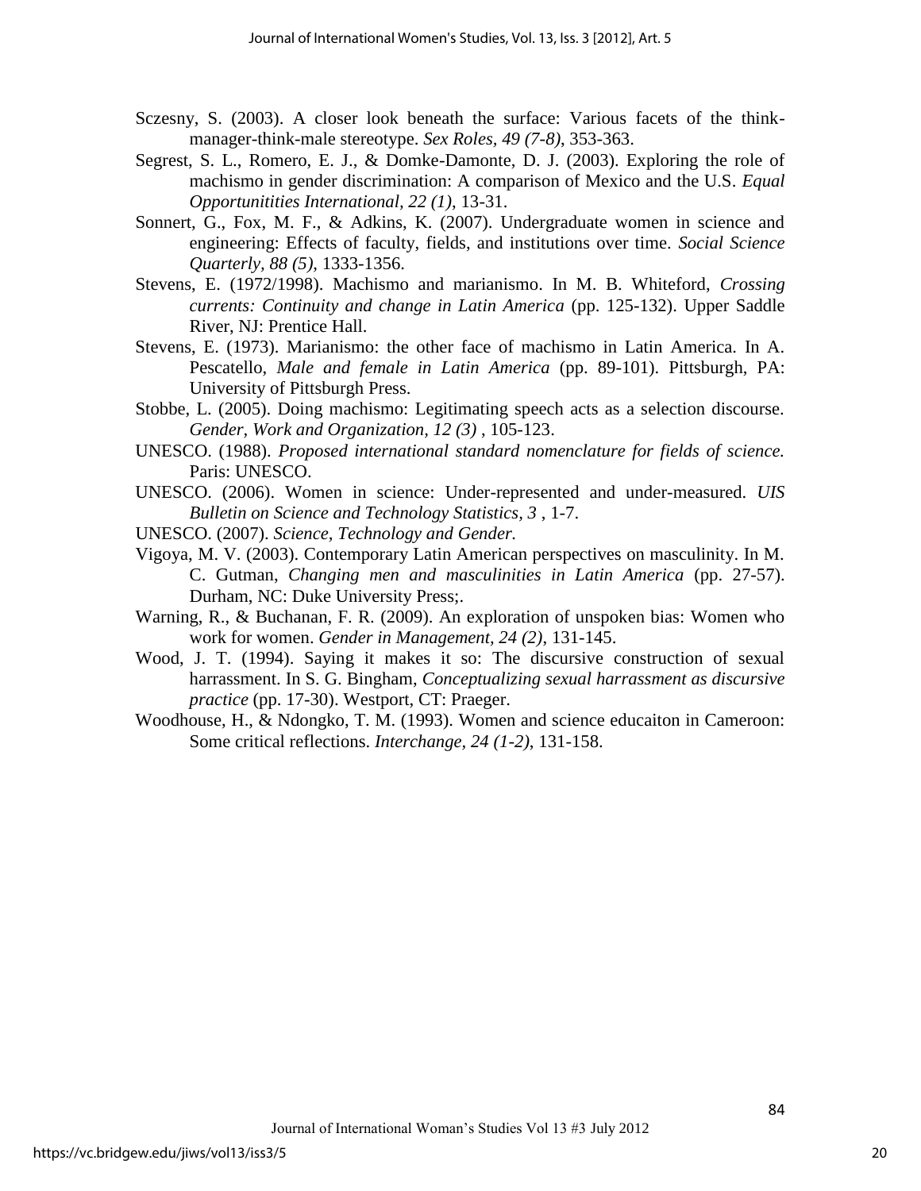Sczesny, S. (2003). A closer look beneath the surface: Various facets of the think-manager-think-male stereotype. *Sex Roles, 49 (7-8)*, 353-363.

Segrest, S. L., Romero, E. J., & Domke-Damonte, D. J. (2003). Exploring the role of machismo in gender discrimination: A comparison of Mexico and the U.S. *Equal Opportunitities International, 22 (1)*, 13-31.

Sonnert, G., Fox, M. F., & Adkins, K. (2007). Undergraduate women in science and engineering: Effects of faculty, fields, and institutions over time. *Social Science Quarterly, 88 (5)*, 1333-1356.

Stevens, E. (1972/1998). Machismo and marianismo. In M. B. Whiteford, *Crossing currents: Continuity and change in Latin America* (pp. 125-132). Upper Saddle River, NJ: Prentice Hall.

Stevens, E. (1973). Marianismo: the other face of machismo in Latin America. In A. Pescatello, *Male and female in Latin America* (pp. 89-101). Pittsburgh, PA: University of Pittsburgh Press.

Stobbe, L. (2005). Doing machismo: Legitimating speech acts as a selection discourse. *Gender, Work and Organization, 12 (3)* , 105-123.

UNESCO. (1988). *Proposed international standard nomenclature for fields of science.* Paris: UNESCO.

UNESCO. (2006). Women in science: Under-represented and under-measured. *UIS Bulletin on Science and Technology Statistics, 3* , 1-7.

UNESCO. (2007). *Science, Technology and Gender.*

Vigoya, M. V. (2003). Contemporary Latin American perspectives on masculinity. In M. C. Gutman, *Changing men and masculinities in Latin America* (pp. 27-57). Durham, NC: Duke University Press;.

Warning, R., & Buchanan, F. R. (2009). An exploration of unspoken bias: Women who work for women. *Gender in Management, 24 (2)*, 131-145.

Wood, J. T. (1994). Saying it makes it so: The discursive construction of sexual harrassment. In S. G. Bingham, *Conceptualizing sexual harrassment as discursive practice* (pp. 17-30). Westport, CT: Praeger.

Woodhouse, H., & Ndongko, T. M. (1993). Women and science educaiton in Cameroon: Some critical reflections. *Interchange, 24 (1-2)*, 131-158.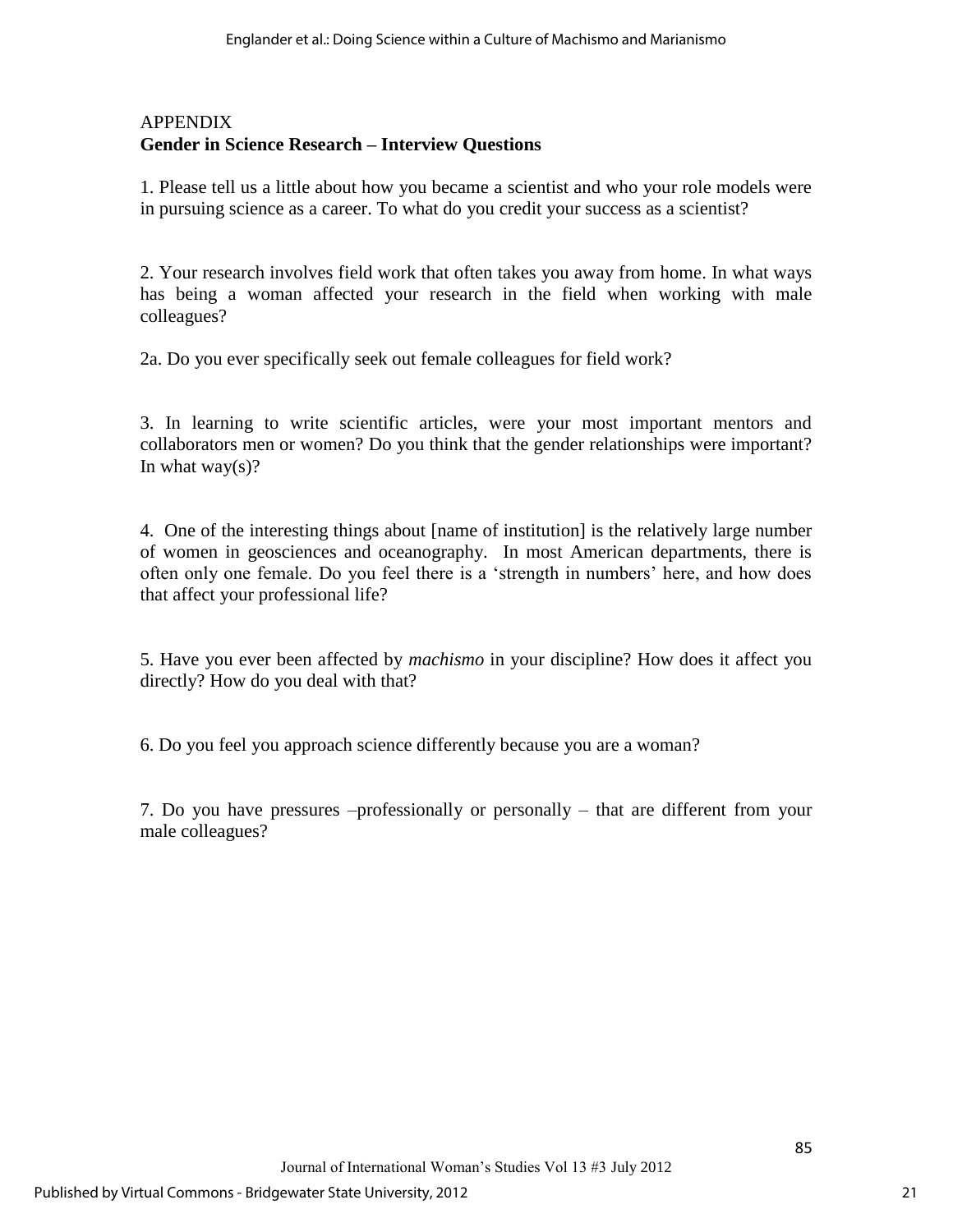APPENDIX

**Gender in Science Research – Interview Questions**

1. Please tell us a little about how you became a scientist and who your role models were in pursuing science as a career. To what do you credit your success as a scientist?

2. Your research involves field work that often takes you away from home. In what ways has being a woman affected your research in the field when working with male colleagues?

2a. Do you ever specifically seek out female colleagues for field work?

3. In learning to write scientific articles, were your most important mentors and collaborators men or women? Do you think that the gender relationships were important? In what way(s)?

4. One of the interesting things about [name of institution] is the relatively large number of women in geosciences and oceanography. In most American departments, there is often only one female. Do you feel there is a 'strength in numbers' here, and how does that affect your professional life?

5. Have you ever been affected by *machismo* in your discipline? How does it affect you directly? How do you deal with that?

6. Do you feel you approach science differently because you are a woman?

7. Do you have pressures –professionally or personally – that are different from your male colleagues?